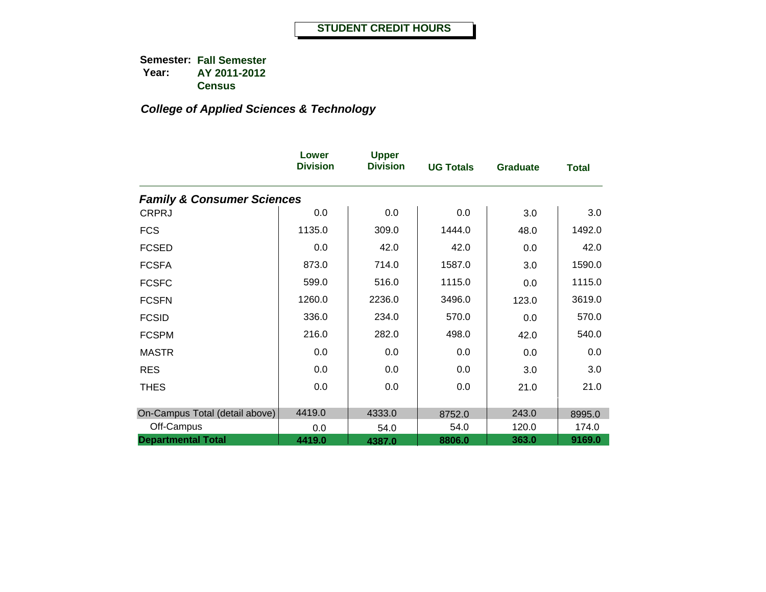# STUDENT CREDIT HOURS

**Semester:** **Fall Semester**
**Year:** **AY 2011-2012**
**Census**

## *College of Applied Sciences & Technology*

| | Lower Division | Upper Division | UG Totals | Graduate | Total |
|---|---|---|---|---|---|
| ***Family & Consumer Sciences*** | | | | | |
| CRPRJ | 0.0 | 0.0 | 0.0 | 3.0 | 3.0 |
| FCS | 1135.0 | 309.0 | 1444.0 | 48.0 | 1492.0 |
| FCSED | 0.0 | 42.0 | 42.0 | 0.0 | 42.0 |
| FCSFA | 873.0 | 714.0 | 1587.0 | 3.0 | 1590.0 |
| FCSFC | 599.0 | 516.0 | 1115.0 | 0.0 | 1115.0 |
| FCSFN | 1260.0 | 2236.0 | 3496.0 | 123.0 | 3619.0 |
| FCSID | 336.0 | 234.0 | 570.0 | 0.0 | 570.0 |
| FCSPM | 216.0 | 282.0 | 498.0 | 42.0 | 540.0 |
| MASTR | 0.0 | 0.0 | 0.0 | 0.0 | 0.0 |
| RES | 0.0 | 0.0 | 0.0 | 3.0 | 3.0 |
| THES | 0.0 | 0.0 | 0.0 | 21.0 | 21.0 |
| On-Campus Total (detail above) | 4419.0 | 4333.0 | 8752.0 | 243.0 | 8995.0 |
| Off-Campus | 0.0 | 54.0 | 54.0 | 120.0 | 174.0 |
| **Departmental Total** | **4419.0** | **4387.0** | **8806.0** | **363.0** | **9169.0** |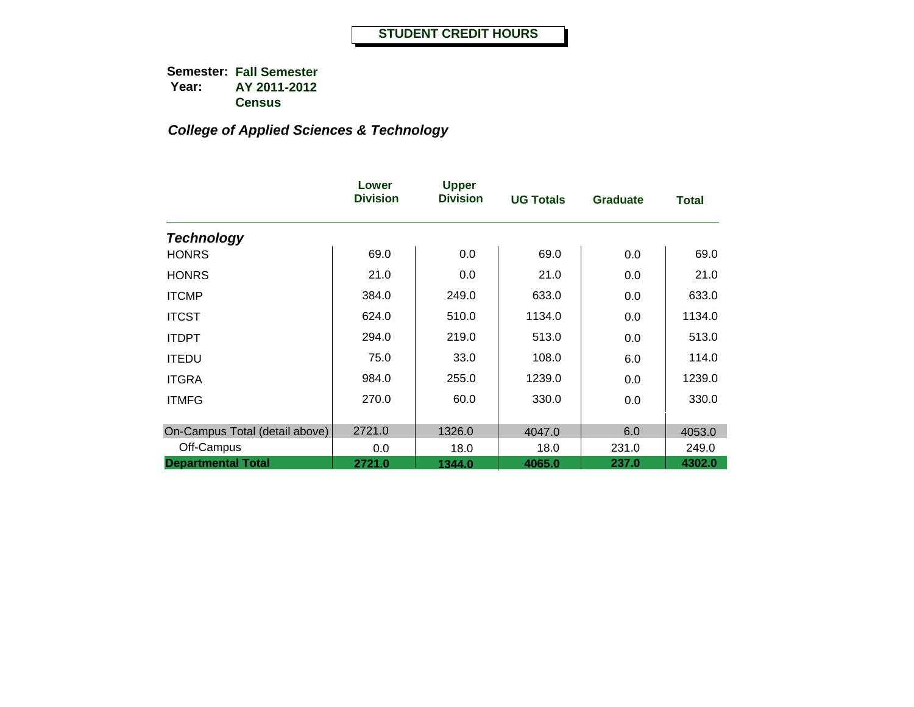# STUDENT CREDIT HOURS

**Semester:** **Fall Semester**
**Year:** **AY 2011-2012**
**Census**

***College of Applied Sciences & Technology***

| | Lower Division | Upper Division | UG Totals | Graduate | Total |
|---|---|---|---|---|---|
| ***Technology*** | | | | | |
| HONRS | 69.0 | 0.0 | 69.0 | 0.0 | 69.0 |
| HONRS | 21.0 | 0.0 | 21.0 | 0.0 | 21.0 |
| ITCMP | 384.0 | 249.0 | 633.0 | 0.0 | 633.0 |
| ITCST | 624.0 | 510.0 | 1134.0 | 0.0 | 1134.0 |
| ITDPT | 294.0 | 219.0 | 513.0 | 0.0 | 513.0 |
| ITEDU | 75.0 | 33.0 | 108.0 | 6.0 | 114.0 |
| ITGRA | 984.0 | 255.0 | 1239.0 | 0.0 | 1239.0 |
| ITMFG | 270.0 | 60.0 | 330.0 | 0.0 | 330.0 |
| On-Campus Total (detail above) | 2721.0 | 1326.0 | 4047.0 | 6.0 | 4053.0 |
| Off-Campus | 0.0 | 18.0 | 18.0 | 231.0 | 249.0 |
| **Departmental Total** | **2721.0** | **1344.0** | **4065.0** | **237.0** | **4302.0** |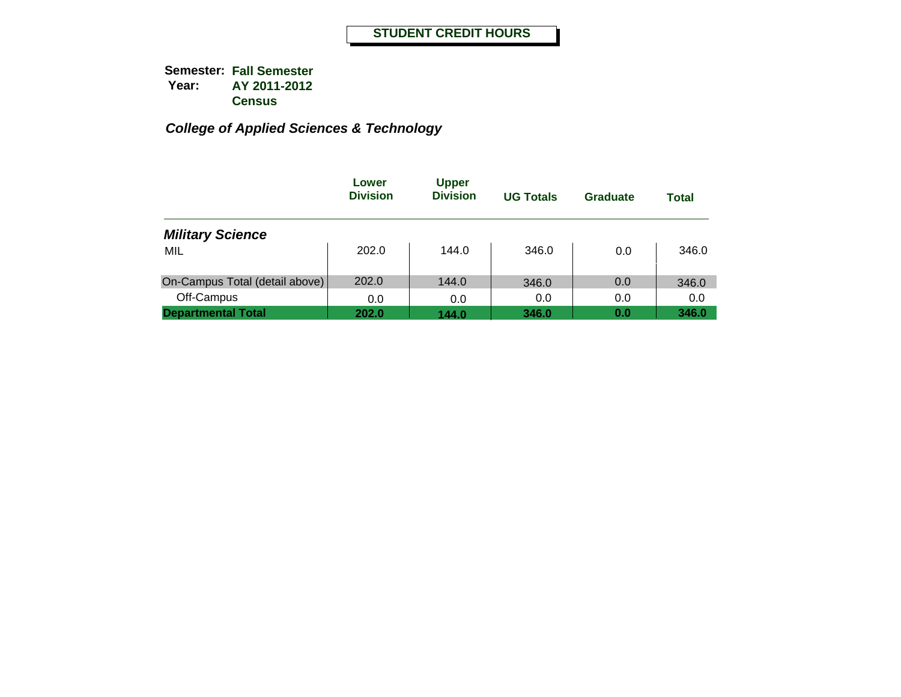# STUDENT CREDIT HOURS

**Semester:** **Fall Semester**
**Year:** **AY 2011-2012**
**Census**

## *College of Applied Sciences & Technology*

| | Lower Division | Upper Division | UG Totals | Graduate | Total |
|---|---|---|---|---|---|
| ***Military Science*** | | | | | |
| MIL | 202.0 | 144.0 | 346.0 | 0.0 | 346.0 |
| On-Campus Total (detail above) | 202.0 | 144.0 | 346.0 | 0.0 | 346.0 |
| Off-Campus | 0.0 | 0.0 | 0.0 | 0.0 | 0.0 |
| **Departmental Total** | **202.0** | **144.0** | **346.0** | **0.0** | **346.0** |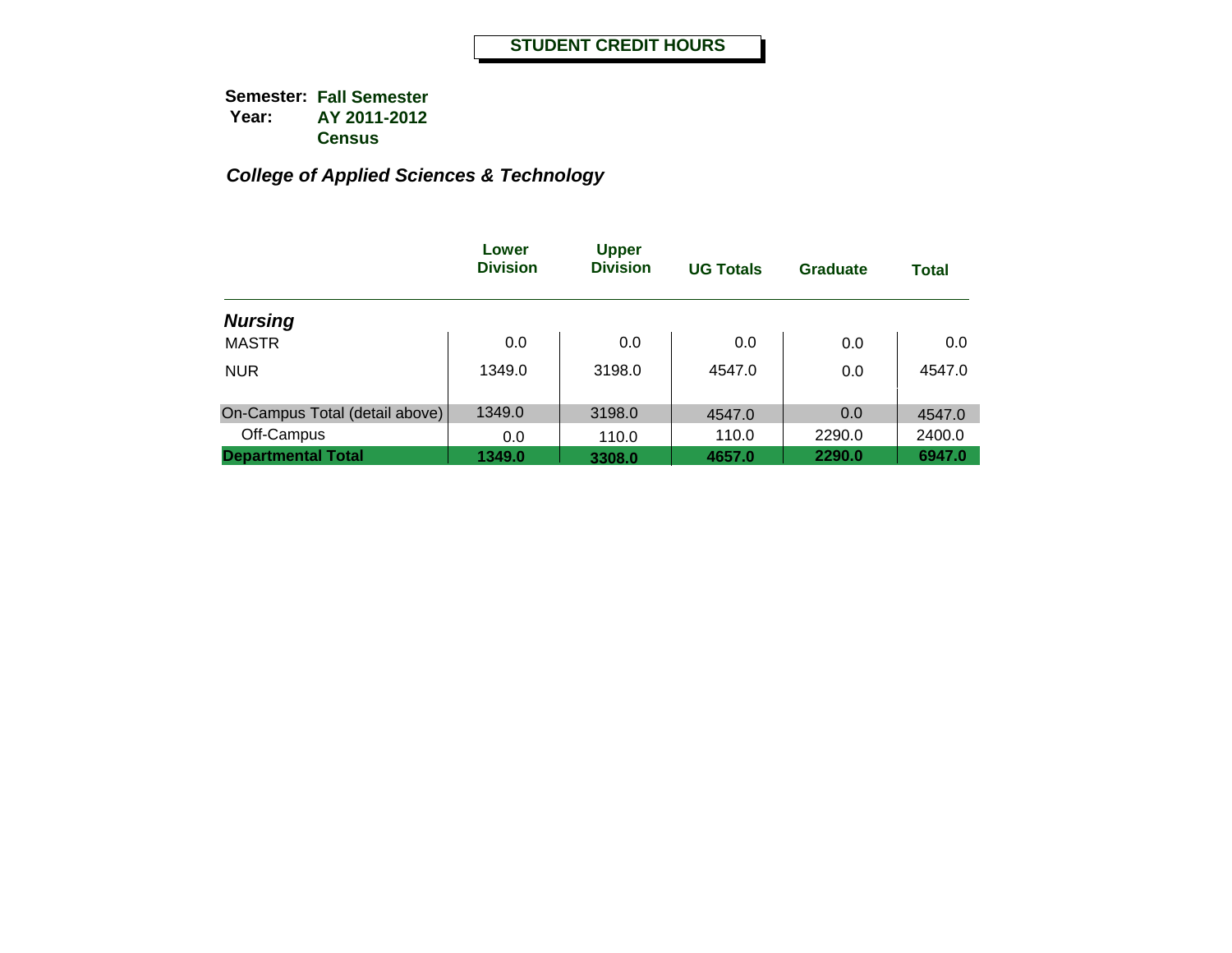# STUDENT CREDIT HOURS

**Semester:** **Fall Semester**
**Year:** **AY 2011-2012**
**Census**

***College of Applied Sciences & Technology***

| | Lower Division | Upper Division | UG Totals | Graduate | Total |
|---|---|---|---|---|---|
| ***Nursing*** | | | | | |
| MASTR | 0.0 | 0.0 | 0.0 | 0.0 | 0.0 |
| NUR | 1349.0 | 3198.0 | 4547.0 | 0.0 | 4547.0 |
| On-Campus Total (detail above) | 1349.0 | 3198.0 | 4547.0 | 0.0 | 4547.0 |
| Off-Campus | 0.0 | 110.0 | 110.0 | 2290.0 | 2400.0 |
| **Departmental Total** | **1349.0** | **3308.0** | **4657.0** | **2290.0** | **6947.0** |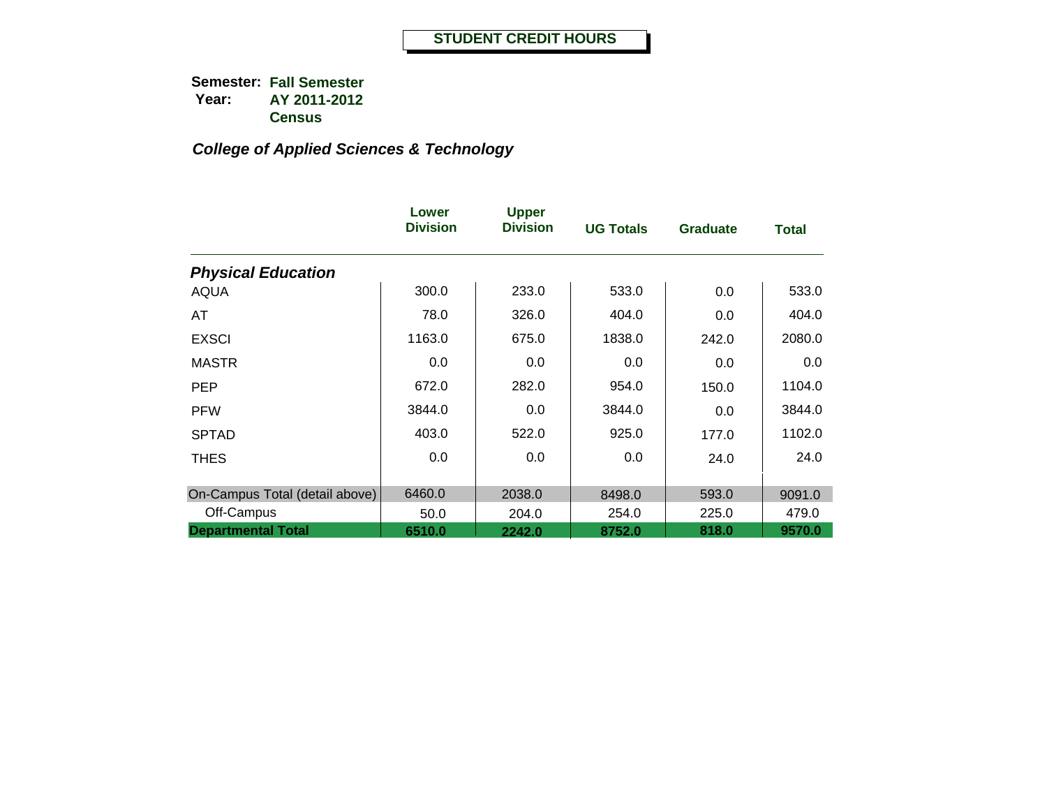# STUDENT CREDIT HOURS

**Semester:** Fall Semester
**Year:** AY 2011-2012
Census

***College of Applied Sciences & Technology***

| | Lower Division | Upper Division | UG Totals | Graduate | Total |
|---|---|---|---|---|---|
| ***Physical Education*** | | | | | |
| AQUA | 300.0 | 233.0 | 533.0 | 0.0 | 533.0 |
| AT | 78.0 | 326.0 | 404.0 | 0.0 | 404.0 |
| EXSCI | 1163.0 | 675.0 | 1838.0 | 242.0 | 2080.0 |
| MASTR | 0.0 | 0.0 | 0.0 | 0.0 | 0.0 |
| PEP | 672.0 | 282.0 | 954.0 | 150.0 | 1104.0 |
| PFW | 3844.0 | 0.0 | 3844.0 | 0.0 | 3844.0 |
| SPTAD | 403.0 | 522.0 | 925.0 | 177.0 | 1102.0 |
| THES | 0.0 | 0.0 | 0.0 | 24.0 | 24.0 |
| On-Campus Total (detail above) | 6460.0 | 2038.0 | 8498.0 | 593.0 | 9091.0 |
| Off-Campus | 50.0 | 204.0 | 254.0 | 225.0 | 479.0 |
| **Departmental Total** | **6510.0** | **2242.0** | **8752.0** | **818.0** | **9570.0** |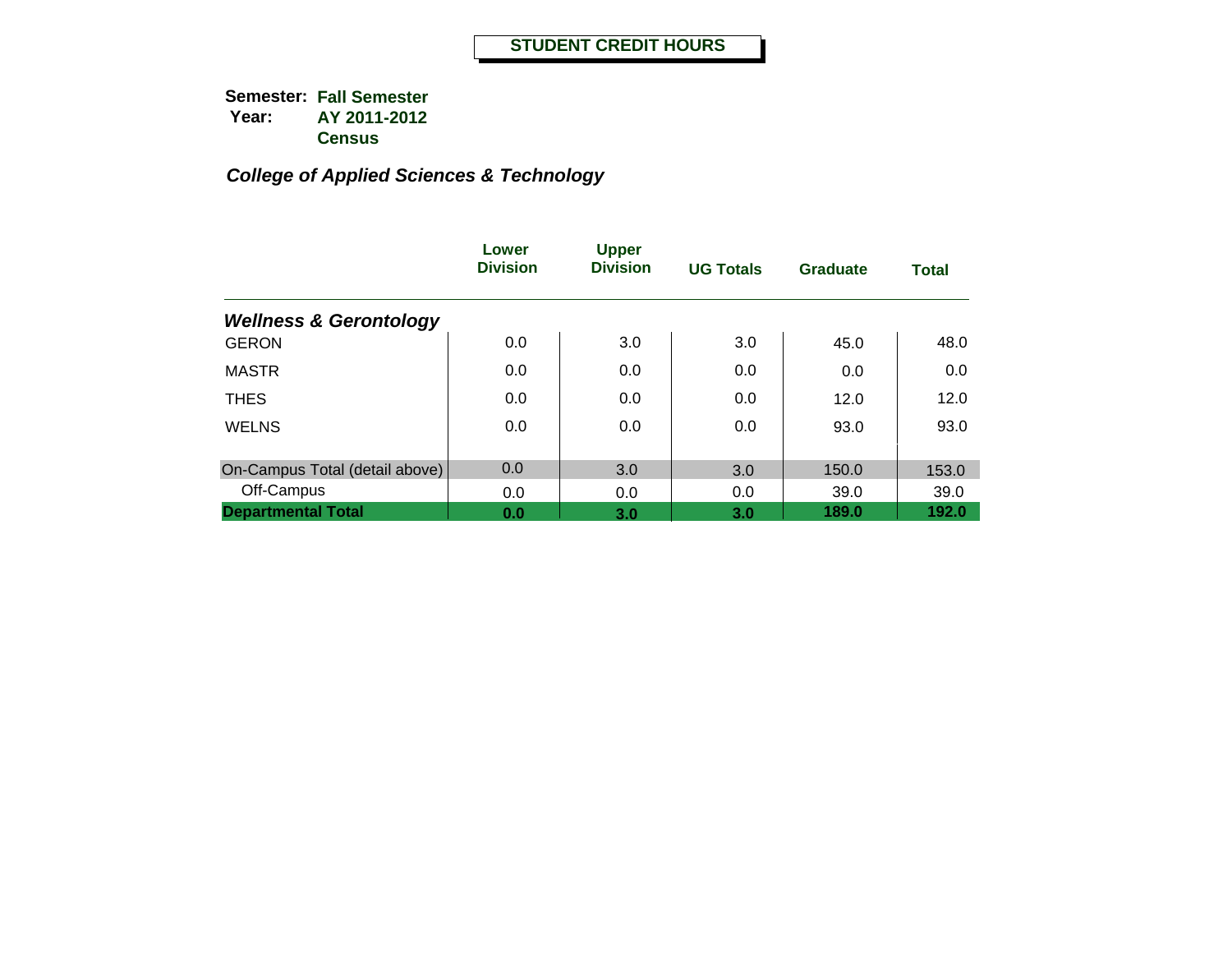# STUDENT CREDIT HOURS

**Semester:** **Fall Semester**
**Year:** **AY 2011-2012**
**Census**

## *College of Applied Sciences & Technology*

| | Lower Division | Upper Division | UG Totals | Graduate | Total |
|---|---|---|---|---|---|
| ***Wellness & Gerontology*** | | | | | |
| GERON | 0.0 | 3.0 | 3.0 | 45.0 | 48.0 |
| MASTR | 0.0 | 0.0 | 0.0 | 0.0 | 0.0 |
| THES | 0.0 | 0.0 | 0.0 | 12.0 | 12.0 |
| WELNS | 0.0 | 0.0 | 0.0 | 93.0 | 93.0 |
| On-Campus Total (detail above) | 0.0 | 3.0 | 3.0 | 150.0 | 153.0 |
| Off-Campus | 0.0 | 0.0 | 0.0 | 39.0 | 39.0 |
| **Departmental Total** | **0.0** | **3.0** | **3.0** | **189.0** | **192.0** |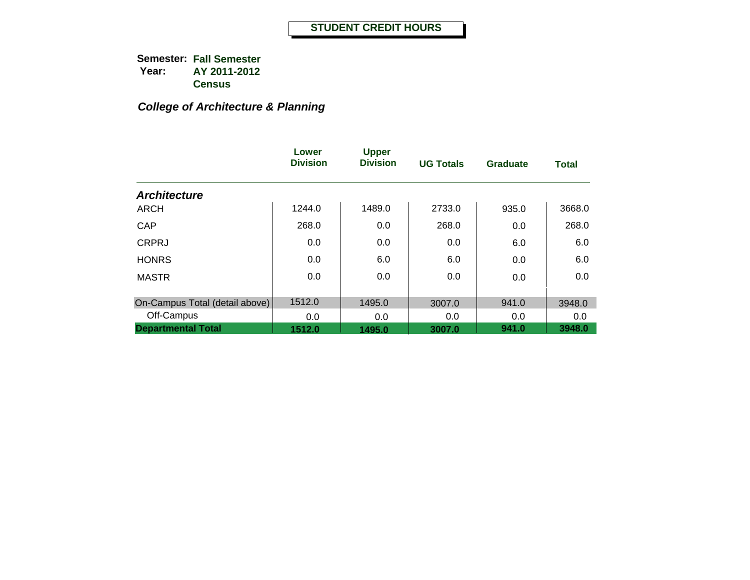# STUDENT CREDIT HOURS

**Semester:** **Fall Semester**
**Year:** **AY 2011-2012**
**Census**

***College of Architecture & Planning***

| | Lower Division | Upper Division | UG Totals | Graduate | Total |
|---|---|---|---|---|---|
| ***Architecture*** | | | | | |
| ARCH | 1244.0 | 1489.0 | 2733.0 | 935.0 | 3668.0 |
| CAP | 268.0 | 0.0 | 268.0 | 0.0 | 268.0 |
| CRPRJ | 0.0 | 0.0 | 0.0 | 6.0 | 6.0 |
| HONRS | 0.0 | 6.0 | 6.0 | 0.0 | 6.0 |
| MASTR | 0.0 | 0.0 | 0.0 | 0.0 | 0.0 |
| On-Campus Total (detail above) | 1512.0 | 1495.0 | 3007.0 | 941.0 | 3948.0 |
| Off-Campus | 0.0 | 0.0 | 0.0 | 0.0 | 0.0 |
| **Departmental Total** | **1512.0** | **1495.0** | **3007.0** | **941.0** | **3948.0** |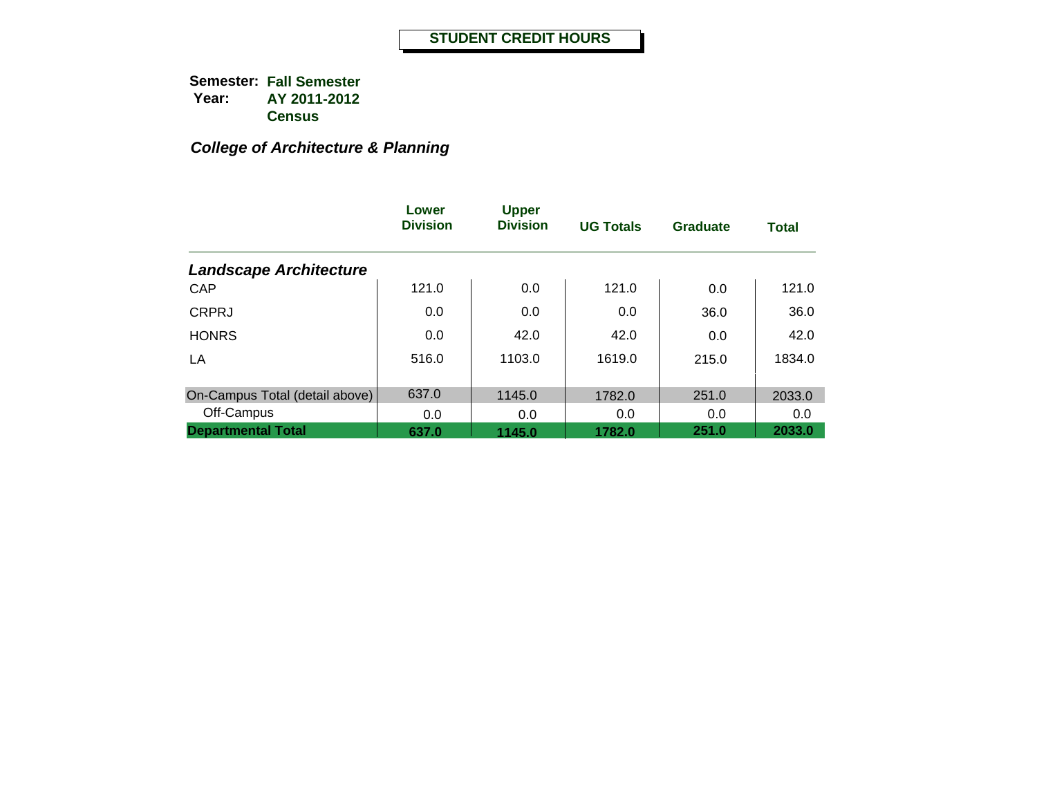# STUDENT CREDIT HOURS

**Semester:** **Fall Semester**
**Year:** **AY 2011-2012**
**Census**

## *College of Architecture & Planning*

| | Lower Division | Upper Division | UG Totals | Graduate | Total |
|---|---|---|---|---|---|
| ***Landscape Architecture*** | | | | | |
| CAP | 121.0 | 0.0 | 121.0 | 0.0 | 121.0 |
| CRPRJ | 0.0 | 0.0 | 0.0 | 36.0 | 36.0 |
| HONRS | 0.0 | 42.0 | 42.0 | 0.0 | 42.0 |
| LA | 516.0 | 1103.0 | 1619.0 | 215.0 | 1834.0 |
| On-Campus Total (detail above) | 637.0 | 1145.0 | 1782.0 | 251.0 | 2033.0 |
| Off-Campus | 0.0 | 0.0 | 0.0 | 0.0 | 0.0 |
| **Departmental Total** | **637.0** | **1145.0** | **1782.0** | **251.0** | **2033.0** |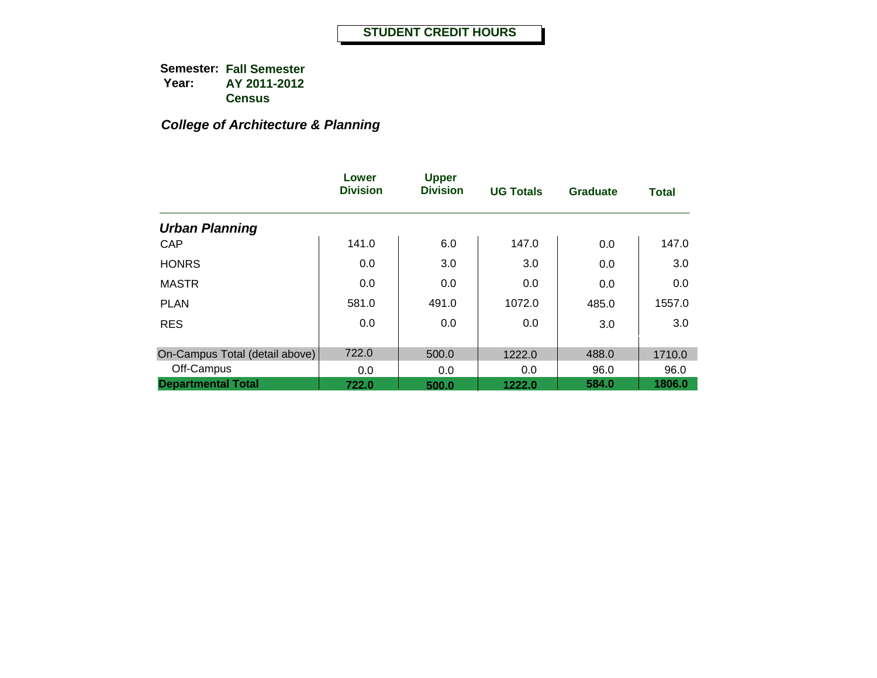# STUDENT CREDIT HOURS

**Semester:** **Fall Semester**
**Year:** **AY 2011-2012**
**Census**

## *College of Architecture & Planning*

| | Lower Division | Upper Division | UG Totals | Graduate | Total |
|---|---|---|---|---|---|
| ***Urban Planning*** | | | | | |
| CAP | 141.0 | 6.0 | 147.0 | 0.0 | 147.0 |
| HONRS | 0.0 | 3.0 | 3.0 | 0.0 | 3.0 |
| MASTR | 0.0 | 0.0 | 0.0 | 0.0 | 0.0 |
| PLAN | 581.0 | 491.0 | 1072.0 | 485.0 | 1557.0 |
| RES | 0.0 | 0.0 | 0.0 | 3.0 | 3.0 |
| On-Campus Total (detail above) | 722.0 | 500.0 | 1222.0 | 488.0 | 1710.0 |
| Off-Campus | 0.0 | 0.0 | 0.0 | 96.0 | 96.0 |
| **Departmental Total** | **722.0** | **500.0** | **1222.0** | **584.0** | **1806.0** |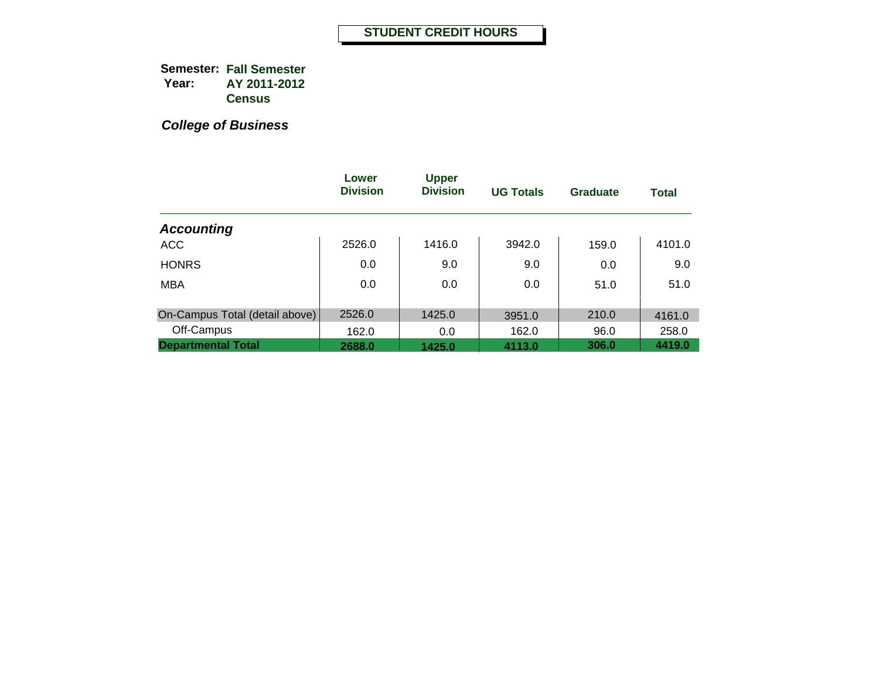# STUDENT CREDIT HOURS

**Semester:** **Fall Semester**
**Year:** **AY 2011-2012**
**Census**

***College of Business***

| | Lower Division | Upper Division | UG Totals | Graduate | Total |
|---|---|---|---|---|---|
| ***Accounting*** | | | | | |
| ACC | 2526.0 | 1416.0 | 3942.0 | 159.0 | 4101.0 |
| HONRS | 0.0 | 9.0 | 9.0 | 0.0 | 9.0 |
| MBA | 0.0 | 0.0 | 0.0 | 51.0 | 51.0 |
| On-Campus Total (detail above) | 2526.0 | 1425.0 | 3951.0 | 210.0 | 4161.0 |
| Off-Campus | 162.0 | 0.0 | 162.0 | 96.0 | 258.0 |
| **Departmental Total** | **2688.0** | **1425.0** | **4113.0** | **306.0** | **4419.0** |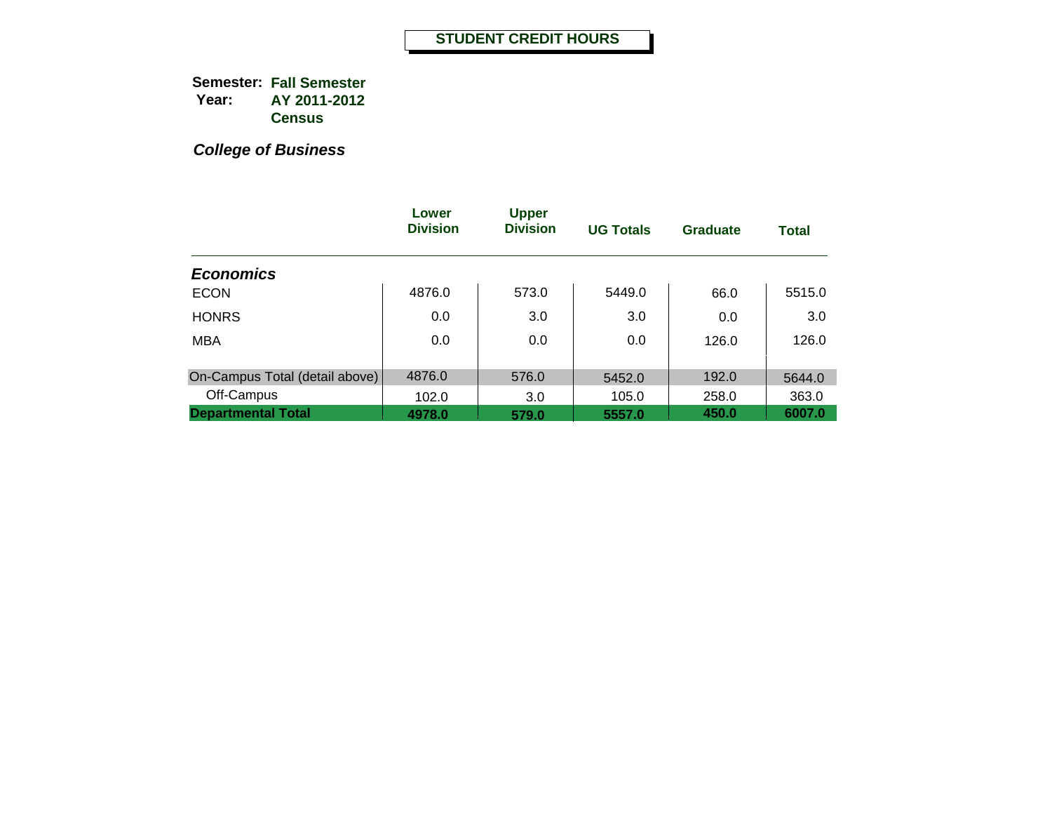# STUDENT CREDIT HOURS

**Semester:** **Fall Semester**
**Year:** **AY 2011-2012**
**Census**

***College of Business***

| | Lower Division | Upper Division | UG Totals | Graduate | Total |
|---|---|---|---|---|---|
| ***Economics*** | | | | | |
| ECON | 4876.0 | 573.0 | 5449.0 | 66.0 | 5515.0 |
| HONRS | 0.0 | 3.0 | 3.0 | 0.0 | 3.0 |
| MBA | 0.0 | 0.0 | 0.0 | 126.0 | 126.0 |
| On-Campus Total (detail above) | 4876.0 | 576.0 | 5452.0 | 192.0 | 5644.0 |
| Off-Campus | 102.0 | 3.0 | 105.0 | 258.0 | 363.0 |
| **Departmental Total** | **4978.0** | **579.0** | **5557.0** | **450.0** | **6007.0** |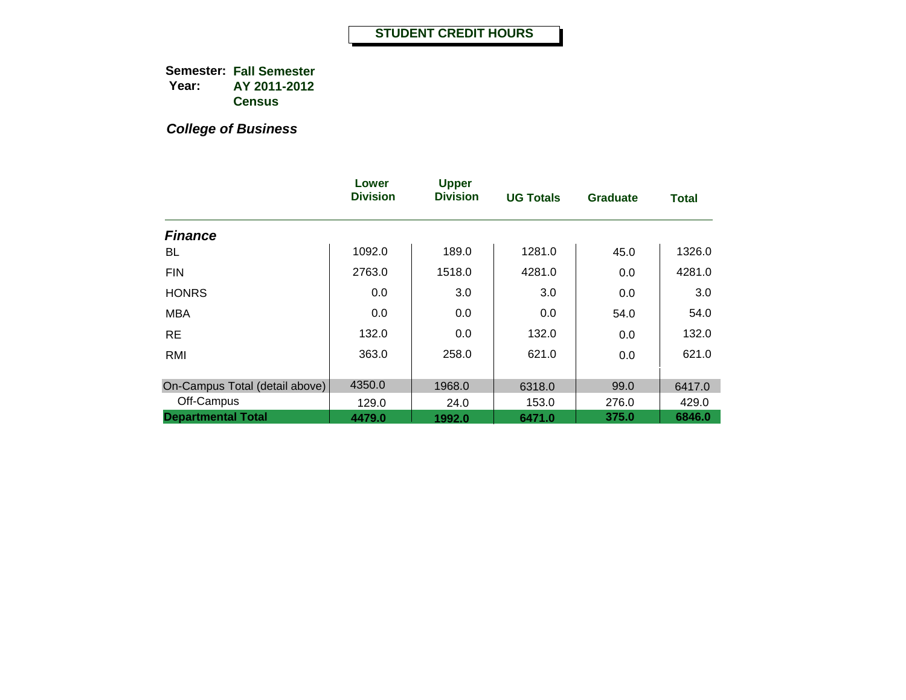# STUDENT CREDIT HOURS

**Semester:** **Fall Semester**
**Year:** **AY 2011-2012**
**Census**

***College of Business***

| | Lower Division | Upper Division | UG Totals | Graduate | Total |
|---|---|---|---|---|---|
| ***Finance*** | | | | | |
| BL | 1092.0 | 189.0 | 1281.0 | 45.0 | 1326.0 |
| FIN | 2763.0 | 1518.0 | 4281.0 | 0.0 | 4281.0 |
| HONRS | 0.0 | 3.0 | 3.0 | 0.0 | 3.0 |
| MBA | 0.0 | 0.0 | 0.0 | 54.0 | 54.0 |
| RE | 132.0 | 0.0 | 132.0 | 0.0 | 132.0 |
| RMI | 363.0 | 258.0 | 621.0 | 0.0 | 621.0 |
| On-Campus Total (detail above) | 4350.0 | 1968.0 | 6318.0 | 99.0 | 6417.0 |
| Off-Campus | 129.0 | 24.0 | 153.0 | 276.0 | 429.0 |
| **Departmental Total** | **4479.0** | **1992.0** | **6471.0** | **375.0** | **6846.0** |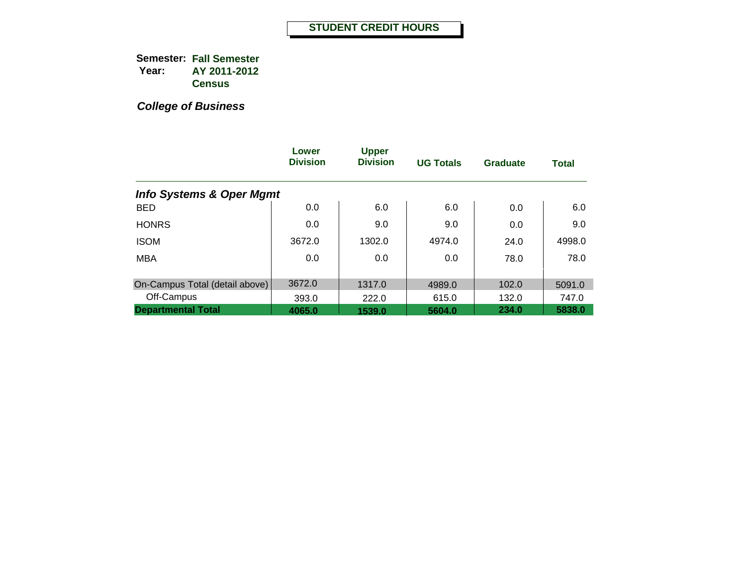# STUDENT CREDIT HOURS

**Semester:** **Fall Semester**
**Year:** **AY 2011-2012**
**Census**

***College of Business***

| | Lower Division | Upper Division | UG Totals | Graduate | Total |
|---|---|---|---|---|---|
| ***Info Systems & Oper Mgmt*** | | | | | |
| BED | 0.0 | 6.0 | 6.0 | 0.0 | 6.0 |
| HONRS | 0.0 | 9.0 | 9.0 | 0.0 | 9.0 |
| ISOM | 3672.0 | 1302.0 | 4974.0 | 24.0 | 4998.0 |
| MBA | 0.0 | 0.0 | 0.0 | 78.0 | 78.0 |
| On-Campus Total (detail above) | 3672.0 | 1317.0 | 4989.0 | 102.0 | 5091.0 |
| Off-Campus | 393.0 | 222.0 | 615.0 | 132.0 | 747.0 |
| **Departmental Total** | **4065.0** | **1539.0** | **5604.0** | **234.0** | **5838.0** |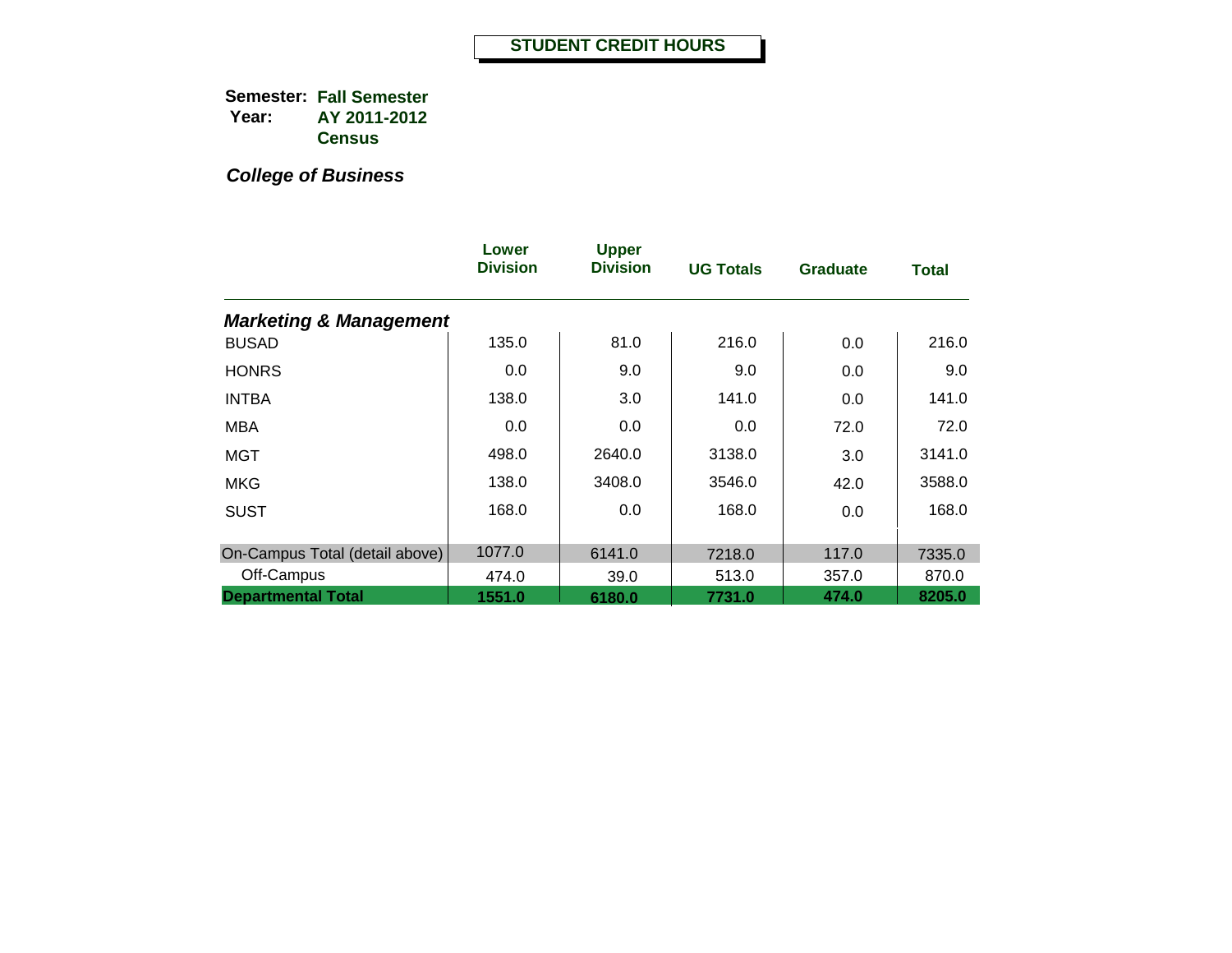# STUDENT CREDIT HOURS

**Semester:** Fall Semester
**Year:** AY 2011-2012
Census

***College of Business***

| | Lower Division | Upper Division | UG Totals | Graduate | Total |
|---|---|---|---|---|---|
| ***Marketing & Management*** | | | | | |
| BUSAD | 135.0 | 81.0 | 216.0 | 0.0 | 216.0 |
| HONRS | 0.0 | 9.0 | 9.0 | 0.0 | 9.0 |
| INTBA | 138.0 | 3.0 | 141.0 | 0.0 | 141.0 |
| MBA | 0.0 | 0.0 | 0.0 | 72.0 | 72.0 |
| MGT | 498.0 | 2640.0 | 3138.0 | 3.0 | 3141.0 |
| MKG | 138.0 | 3408.0 | 3546.0 | 42.0 | 3588.0 |
| SUST | 168.0 | 0.0 | 168.0 | 0.0 | 168.0 |
| On-Campus Total (detail above) | 1077.0 | 6141.0 | 7218.0 | 117.0 | 7335.0 |
| Off-Campus | 474.0 | 39.0 | 513.0 | 357.0 | 870.0 |
| **Departmental Total** | **1551.0** | **6180.0** | **7731.0** | **474.0** | **8205.0** |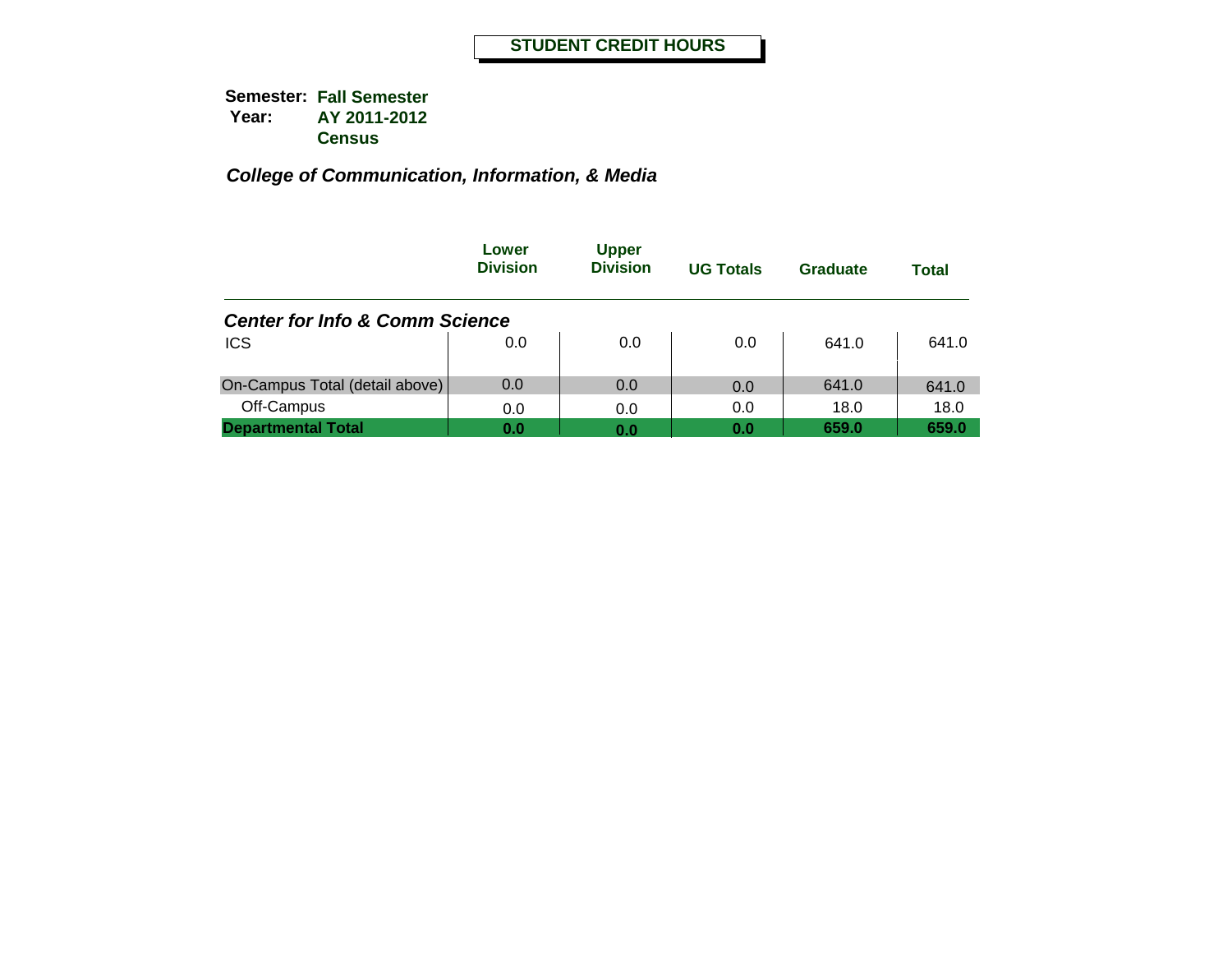**STUDENT CREDIT HOURS**

**Semester:** **Fall Semester**
**Year:** **AY 2011-2012**
**Census**

***College of Communication, Information, & Media***

| | Lower Division | Upper Division | UG Totals | Graduate | Total |
|---|---|---|---|---|---|
| ***Center for Info & Comm Science*** | | | | | |
| ICS | 0.0 | 0.0 | 0.0 | 641.0 | 641.0 |
| On-Campus Total (detail above) | 0.0 | 0.0 | 0.0 | 641.0 | 641.0 |
| Off-Campus | 0.0 | 0.0 | 0.0 | 18.0 | 18.0 |
| **Departmental Total** | **0.0** | **0.0** | **0.0** | **659.0** | **659.0** |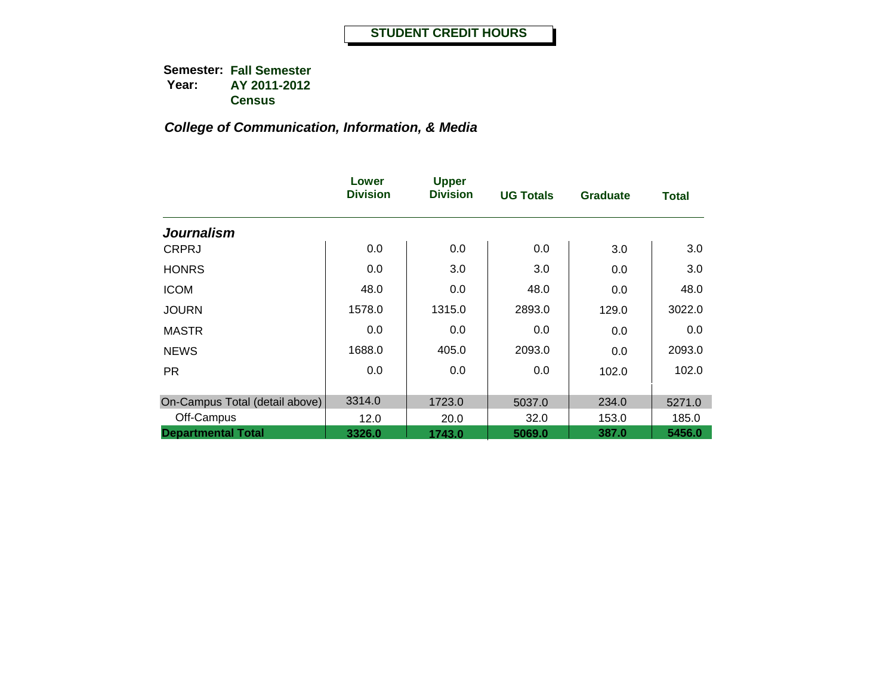# STUDENT CREDIT HOURS

**Semester:** **Fall Semester**
**Year:** **AY 2011-2012**
**Census**

***College of Communication, Information, & Media***

| | Lower Division | Upper Division | UG Totals | Graduate | Total |
|---|---|---|---|---|---|
| ***Journalism*** | | | | | |
| CRPRJ | 0.0 | 0.0 | 0.0 | 3.0 | 3.0 |
| HONRS | 0.0 | 3.0 | 3.0 | 0.0 | 3.0 |
| ICOM | 48.0 | 0.0 | 48.0 | 0.0 | 48.0 |
| JOURN | 1578.0 | 1315.0 | 2893.0 | 129.0 | 3022.0 |
| MASTR | 0.0 | 0.0 | 0.0 | 0.0 | 0.0 |
| NEWS | 1688.0 | 405.0 | 2093.0 | 0.0 | 2093.0 |
| PR | 0.0 | 0.0 | 0.0 | 102.0 | 102.0 |
| On-Campus Total (detail above) | 3314.0 | 1723.0 | 5037.0 | 234.0 | 5271.0 |
| Off-Campus | 12.0 | 20.0 | 32.0 | 153.0 | 185.0 |
| **Departmental Total** | **3326.0** | **1743.0** | **5069.0** | **387.0** | **5456.0** |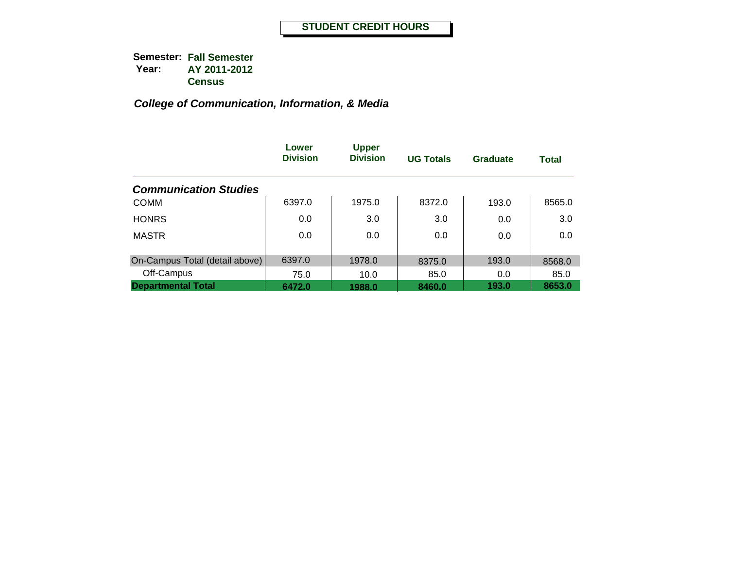# STUDENT CREDIT HOURS

**Semester:** **Fall Semester**
**Year:** **AY 2011-2012**
**Census**

***College of Communication, Information, & Media***

| | Lower Division | Upper Division | UG Totals | Graduate | Total |
|---|---|---|---|---|---|
| ***Communication Studies*** | | | | | |
| COMM | 6397.0 | 1975.0 | 8372.0 | 193.0 | 8565.0 |
| HONRS | 0.0 | 3.0 | 3.0 | 0.0 | 3.0 |
| MASTR | 0.0 | 0.0 | 0.0 | 0.0 | 0.0 |
| On-Campus Total (detail above) | 6397.0 | 1978.0 | 8375.0 | 193.0 | 8568.0 |
| Off-Campus | 75.0 | 10.0 | 85.0 | 0.0 | 85.0 |
| **Departmental Total** | **6472.0** | **1988.0** | **8460.0** | **193.0** | **8653.0** |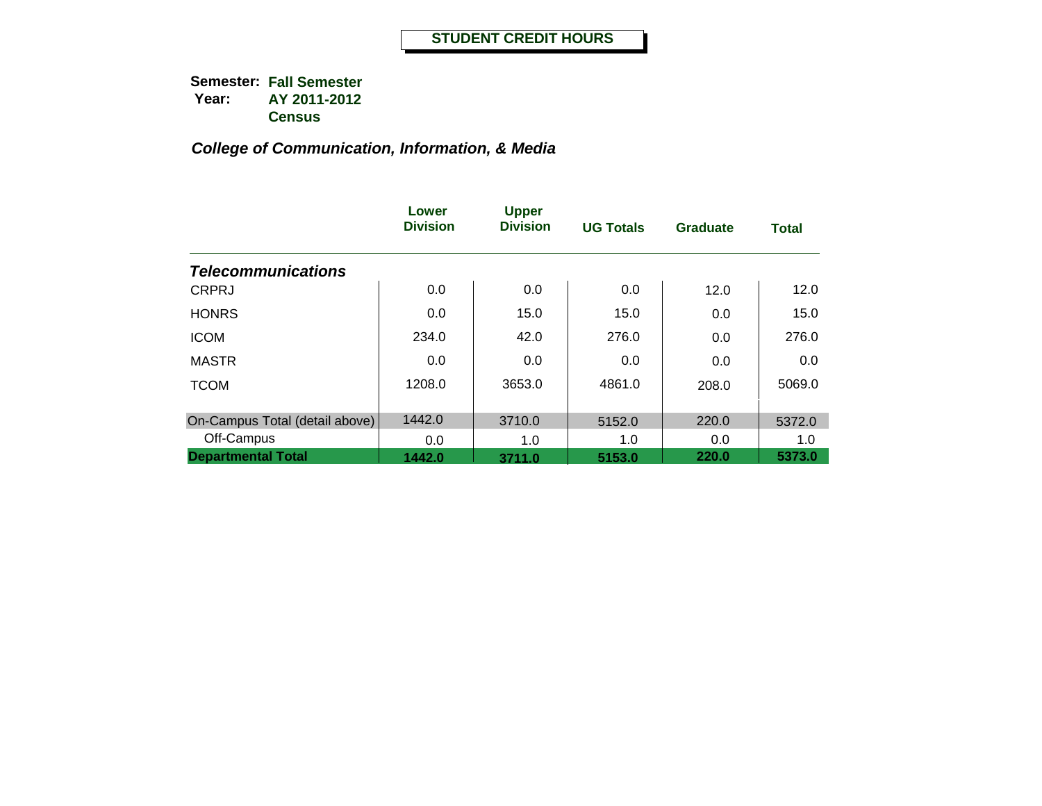# STUDENT CREDIT HOURS

**Semester:** **Fall Semester**
**Year:** **AY 2011-2012**
**Census**

## *College of Communication, Information, & Media*

| | Lower Division | Upper Division | UG Totals | Graduate | Total |
|---|---|---|---|---|---|
| ***Telecommunications*** | | | | | |
| CRPRJ | 0.0 | 0.0 | 0.0 | 12.0 | 12.0 |
| HONRS | 0.0 | 15.0 | 15.0 | 0.0 | 15.0 |
| ICOM | 234.0 | 42.0 | 276.0 | 0.0 | 276.0 |
| MASTR | 0.0 | 0.0 | 0.0 | 0.0 | 0.0 |
| TCOM | 1208.0 | 3653.0 | 4861.0 | 208.0 | 5069.0 |
| On-Campus Total (detail above) | 1442.0 | 3710.0 | 5152.0 | 220.0 | 5372.0 |
| Off-Campus | 0.0 | 1.0 | 1.0 | 0.0 | 1.0 |
| **Departmental Total** | **1442.0** | **3711.0** | **5153.0** | **220.0** | **5373.0** |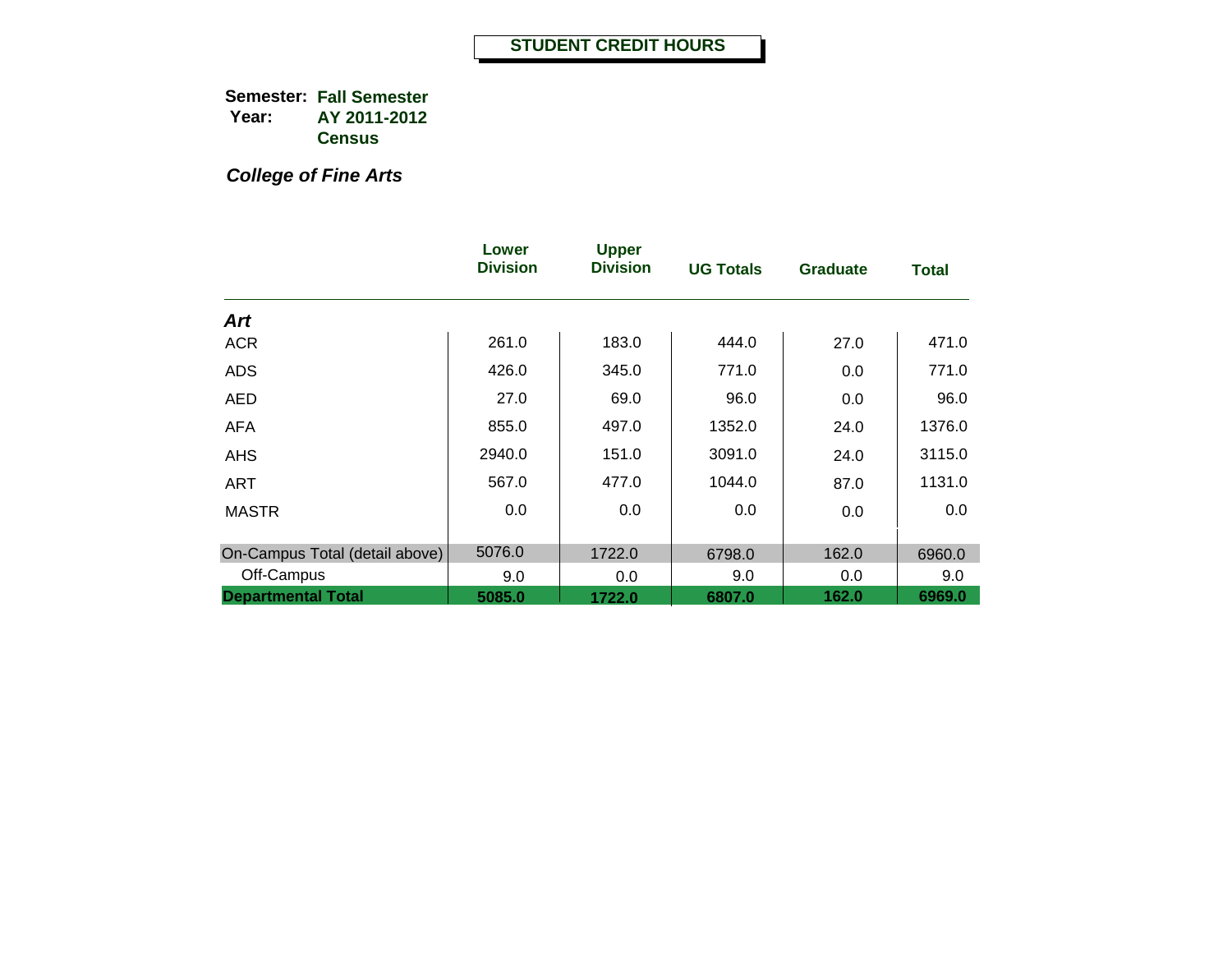# STUDENT CREDIT HOURS

**Semester:** **Fall Semester**
**Year:** **AY 2011-2012**
**Census**

***College of Fine Arts***

| | Lower Division | Upper Division | UG Totals | Graduate | Total |
|---|---|---|---|---|---|
| ***Art*** | | | | | |
| ACR | 261.0 | 183.0 | 444.0 | 27.0 | 471.0 |
| ADS | 426.0 | 345.0 | 771.0 | 0.0 | 771.0 |
| AED | 27.0 | 69.0 | 96.0 | 0.0 | 96.0 |
| AFA | 855.0 | 497.0 | 1352.0 | 24.0 | 1376.0 |
| AHS | 2940.0 | 151.0 | 3091.0 | 24.0 | 3115.0 |
| ART | 567.0 | 477.0 | 1044.0 | 87.0 | 1131.0 |
| MASTR | 0.0 | 0.0 | 0.0 | 0.0 | 0.0 |
| On-Campus Total (detail above) | 5076.0 | 1722.0 | 6798.0 | 162.0 | 6960.0 |
| Off-Campus | 9.0 | 0.0 | 9.0 | 0.0 | 9.0 |
| **Departmental Total** | **5085.0** | **1722.0** | **6807.0** | **162.0** | **6969.0** |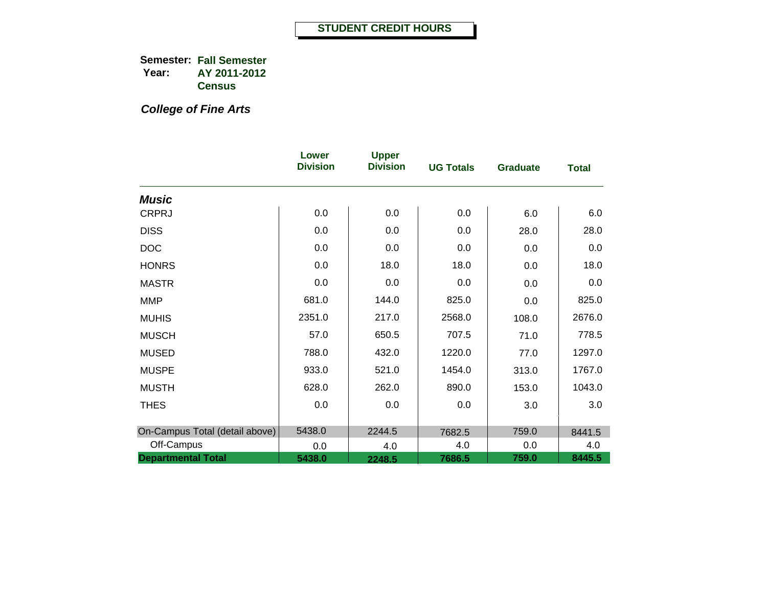# STUDENT CREDIT HOURS

**Semester:** **Fall Semester**
**Year:** **AY 2011-2012**
**Census**

***College of Fine Arts***

| | Lower Division | Upper Division | UG Totals | Graduate | Total |
|---|---|---|---|---|---|
| ***Music*** | | | | | |
| CRPRJ | 0.0 | 0.0 | 0.0 | 6.0 | 6.0 |
| DISS | 0.0 | 0.0 | 0.0 | 28.0 | 28.0 |
| DOC | 0.0 | 0.0 | 0.0 | 0.0 | 0.0 |
| HONRS | 0.0 | 18.0 | 18.0 | 0.0 | 18.0 |
| MASTR | 0.0 | 0.0 | 0.0 | 0.0 | 0.0 |
| MMP | 681.0 | 144.0 | 825.0 | 0.0 | 825.0 |
| MUHIS | 2351.0 | 217.0 | 2568.0 | 108.0 | 2676.0 |
| MUSCH | 57.0 | 650.5 | 707.5 | 71.0 | 778.5 |
| MUSED | 788.0 | 432.0 | 1220.0 | 77.0 | 1297.0 |
| MUSPE | 933.0 | 521.0 | 1454.0 | 313.0 | 1767.0 |
| MUSTH | 628.0 | 262.0 | 890.0 | 153.0 | 1043.0 |
| THES | 0.0 | 0.0 | 0.0 | 3.0 | 3.0 |
| On-Campus Total (detail above) | 5438.0 | 2244.5 | 7682.5 | 759.0 | 8441.5 |
| Off-Campus | 0.0 | 4.0 | 4.0 | 0.0 | 4.0 |
| **Departmental Total** | **5438.0** | **2248.5** | **7686.5** | **759.0** | **8445.5** |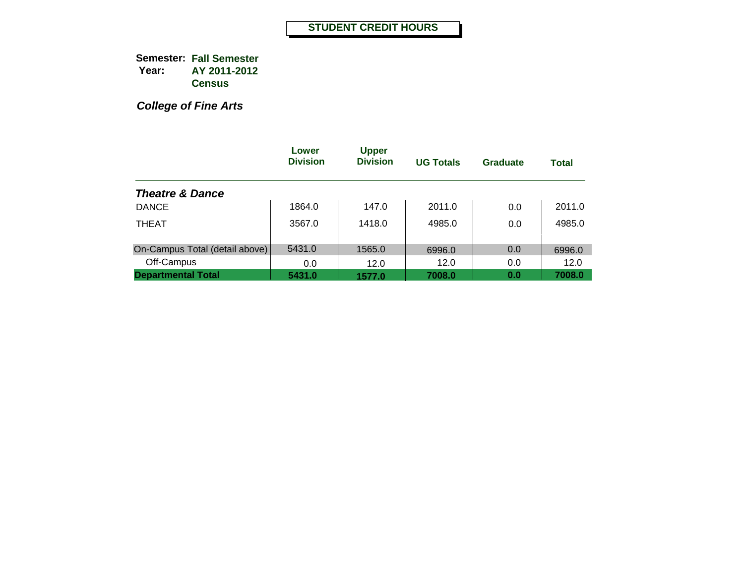# STUDENT CREDIT HOURS

**Semester:** **Fall Semester**
**Year:** **AY 2011-2012**
**Census**

***College of Fine Arts***

| | Lower Division | Upper Division | UG Totals | Graduate | Total |
|---|---|---|---|---|---|
| ***Theatre & Dance*** | | | | | |
| DANCE | 1864.0 | 147.0 | 2011.0 | 0.0 | 2011.0 |
| THEAT | 3567.0 | 1418.0 | 4985.0 | 0.0 | 4985.0 |
| On-Campus Total (detail above) | 5431.0 | 1565.0 | 6996.0 | 0.0 | 6996.0 |
| Off-Campus | 0.0 | 12.0 | 12.0 | 0.0 | 12.0 |
| **Departmental Total** | **5431.0** | **1577.0** | **7008.0** | **0.0** | **7008.0** |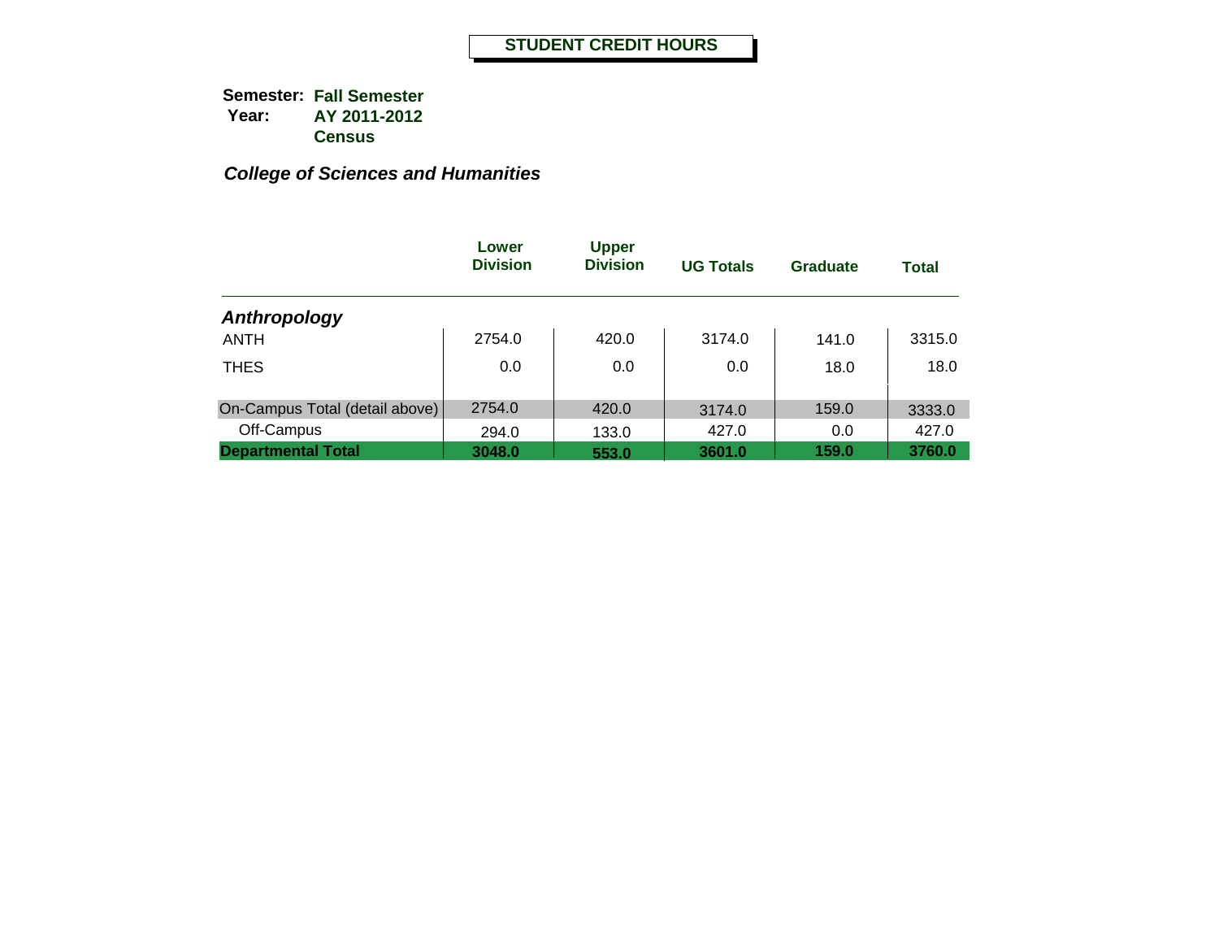# STUDENT CREDIT HOURS

**Semester:** **Fall Semester**
**Year:** **AY 2011-2012**
**Census**

***College of Sciences and Humanities***

| | Lower Division | Upper Division | UG Totals | Graduate | Total |
|---|---|---|---|---|---|
| ***Anthropology*** | | | | | |
| ANTH | 2754.0 | 420.0 | 3174.0 | 141.0 | 3315.0 |
| THES | 0.0 | 0.0 | 0.0 | 18.0 | 18.0 |
| On-Campus Total (detail above) | 2754.0 | 420.0 | 3174.0 | 159.0 | 3333.0 |
| Off-Campus | 294.0 | 133.0 | 427.0 | 0.0 | 427.0 |
| **Departmental Total** | **3048.0** | **553.0** | **3601.0** | **159.0** | **3760.0** |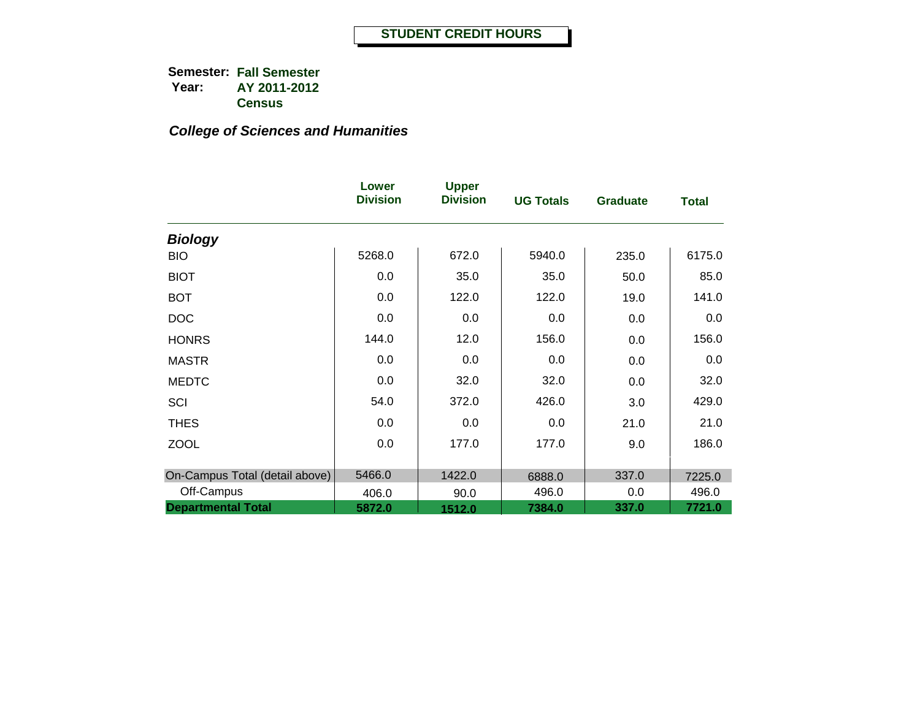# STUDENT CREDIT HOURS

**Semester:** **Fall Semester**
**Year:** **AY 2011-2012**
**Census**

***College of Sciences and Humanities***

| | Lower Division | Upper Division | UG Totals | Graduate | Total |
|---|---|---|---|---|---|
| ***Biology*** | | | | | |
| BIO | 5268.0 | 672.0 | 5940.0 | 235.0 | 6175.0 |
| BIOT | 0.0 | 35.0 | 35.0 | 50.0 | 85.0 |
| BOT | 0.0 | 122.0 | 122.0 | 19.0 | 141.0 |
| DOC | 0.0 | 0.0 | 0.0 | 0.0 | 0.0 |
| HONRS | 144.0 | 12.0 | 156.0 | 0.0 | 156.0 |
| MASTR | 0.0 | 0.0 | 0.0 | 0.0 | 0.0 |
| MEDTC | 0.0 | 32.0 | 32.0 | 0.0 | 32.0 |
| SCI | 54.0 | 372.0 | 426.0 | 3.0 | 429.0 |
| THES | 0.0 | 0.0 | 0.0 | 21.0 | 21.0 |
| ZOOL | 0.0 | 177.0 | 177.0 | 9.0 | 186.0 |
| On-Campus Total (detail above) | 5466.0 | 1422.0 | 6888.0 | 337.0 | 7225.0 |
| Off-Campus | 406.0 | 90.0 | 496.0 | 0.0 | 496.0 |
| **Departmental Total** | **5872.0** | **1512.0** | **7384.0** | **337.0** | **7721.0** |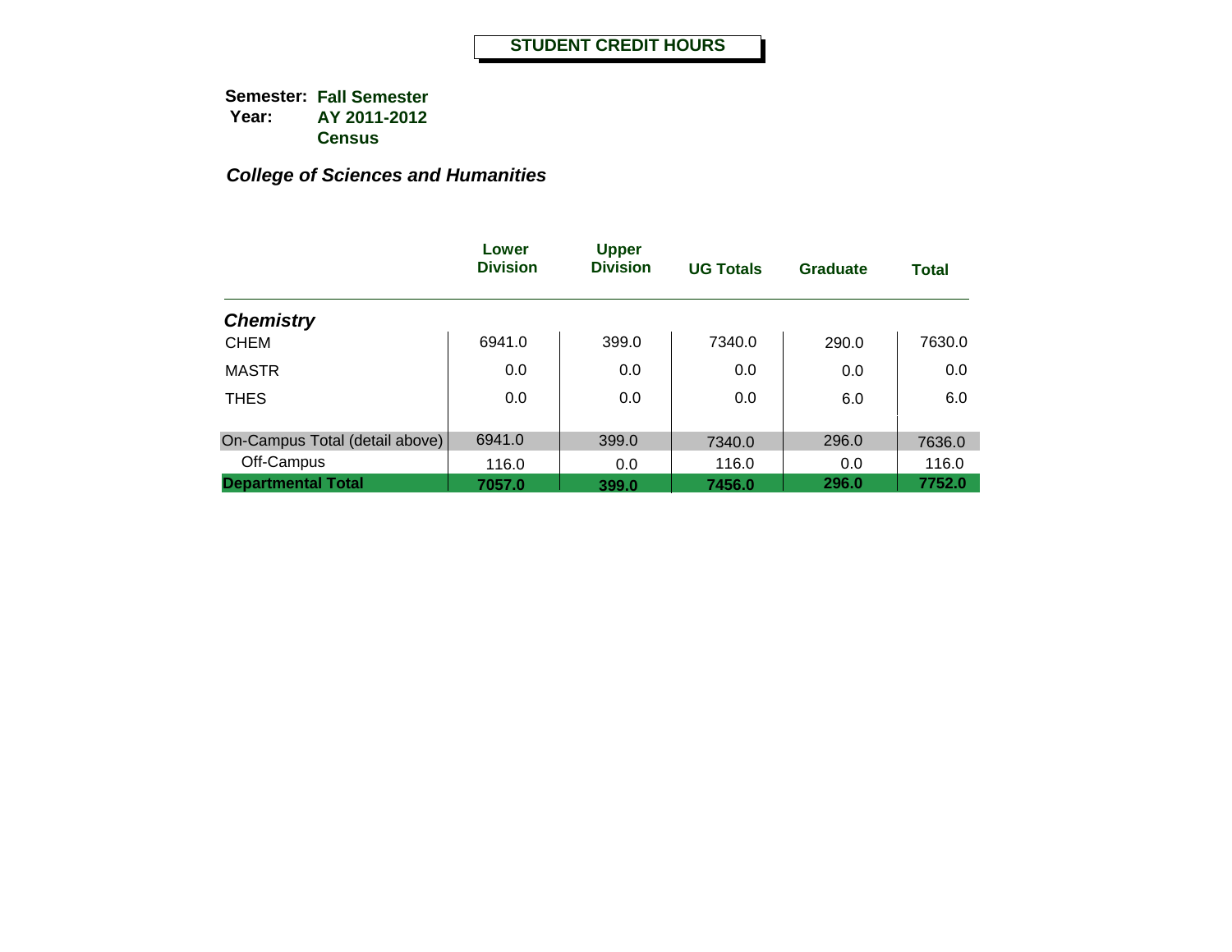# STUDENT CREDIT HOURS

**Semester:** **Fall Semester**
**Year:** **AY 2011-2012**
**Census**

***College of Sciences and Humanities***

| | Lower Division | Upper Division | UG Totals | Graduate | Total |
|---|---|---|---|---|---|
| ***Chemistry*** | | | | | |
| CHEM | 6941.0 | 399.0 | 7340.0 | 290.0 | 7630.0 |
| MASTR | 0.0 | 0.0 | 0.0 | 0.0 | 0.0 |
| THES | 0.0 | 0.0 | 0.0 | 6.0 | 6.0 |
| On-Campus Total (detail above) | 6941.0 | 399.0 | 7340.0 | 296.0 | 7636.0 |
| Off-Campus | 116.0 | 0.0 | 116.0 | 0.0 | 116.0 |
| **Departmental Total** | **7057.0** | **399.0** | **7456.0** | **296.0** | **7752.0** |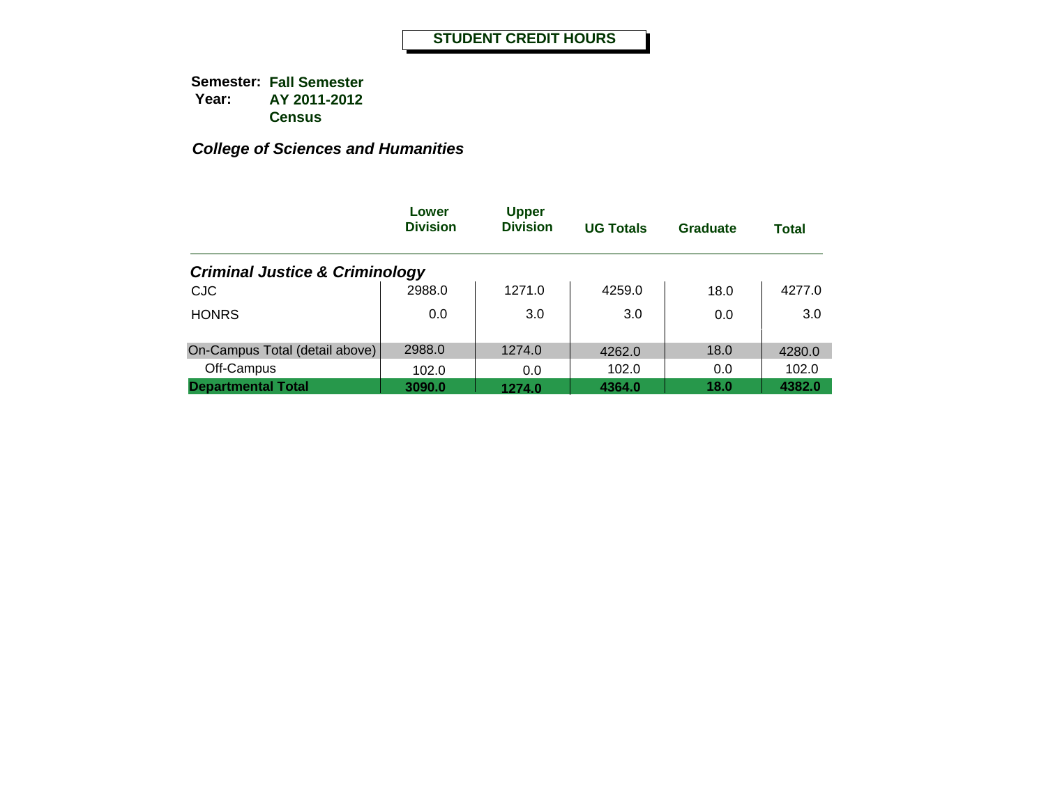# STUDENT CREDIT HOURS

**Semester:** **Fall Semester**
**Year:** **AY 2011-2012**
**Census**

***College of Sciences and Humanities***

| | Lower Division | Upper Division | UG Totals | Graduate | Total |
|---|---|---|---|---|---|
| ***Criminal Justice & Criminology*** | | | | | |
| CJC | 2988.0 | 1271.0 | 4259.0 | 18.0 | 4277.0 |
| HONRS | 0.0 | 3.0 | 3.0 | 0.0 | 3.0 |
| On-Campus Total (detail above) | 2988.0 | 1274.0 | 4262.0 | 18.0 | 4280.0 |
| Off-Campus | 102.0 | 0.0 | 102.0 | 0.0 | 102.0 |
| **Departmental Total** | **3090.0** | **1274.0** | **4364.0** | **18.0** | **4382.0** |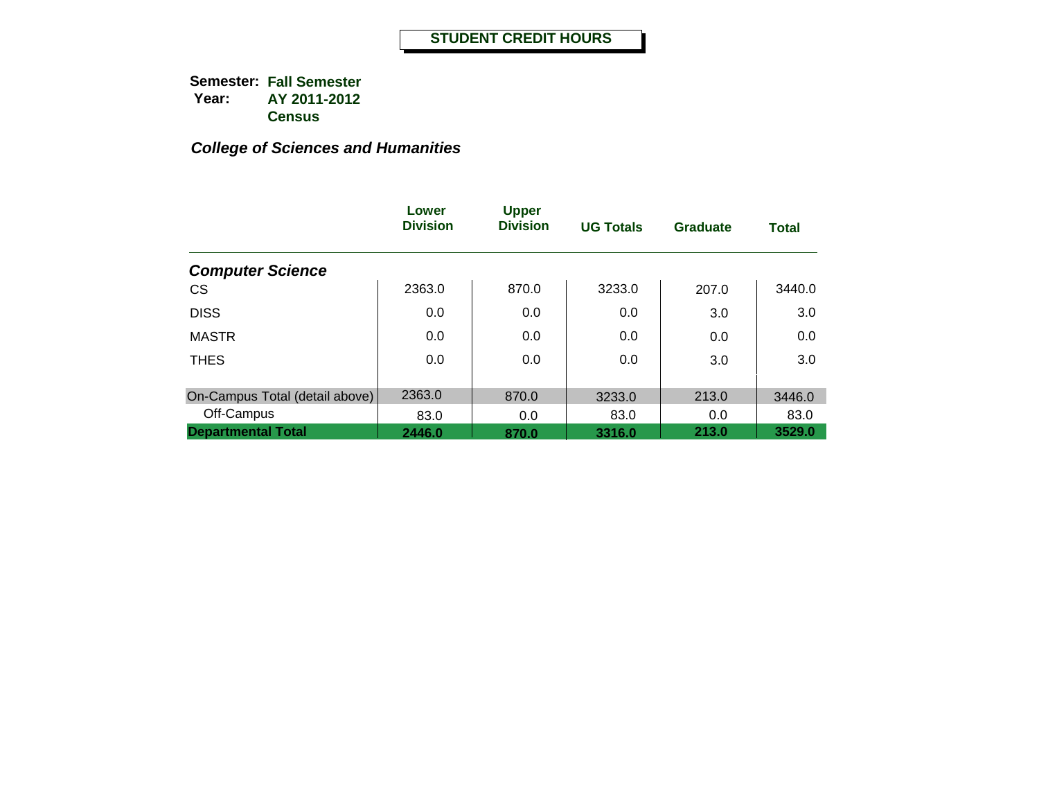# STUDENT CREDIT HOURS

**Semester:** **Fall Semester**
**Year:** **AY 2011-2012**
**Census**

***College of Sciences and Humanities***

| | Lower Division | Upper Division | UG Totals | Graduate | Total |
|---|---|---|---|---|---|
| ***Computer Science*** | | | | | |
| CS | 2363.0 | 870.0 | 3233.0 | 207.0 | 3440.0 |
| DISS | 0.0 | 0.0 | 0.0 | 3.0 | 3.0 |
| MASTR | 0.0 | 0.0 | 0.0 | 0.0 | 0.0 |
| THES | 0.0 | 0.0 | 0.0 | 3.0 | 3.0 |
| On-Campus Total (detail above) | 2363.0 | 870.0 | 3233.0 | 213.0 | 3446.0 |
| Off-Campus | 83.0 | 0.0 | 83.0 | 0.0 | 83.0 |
| **Departmental Total** | **2446.0** | **870.0** | **3316.0** | **213.0** | **3529.0** |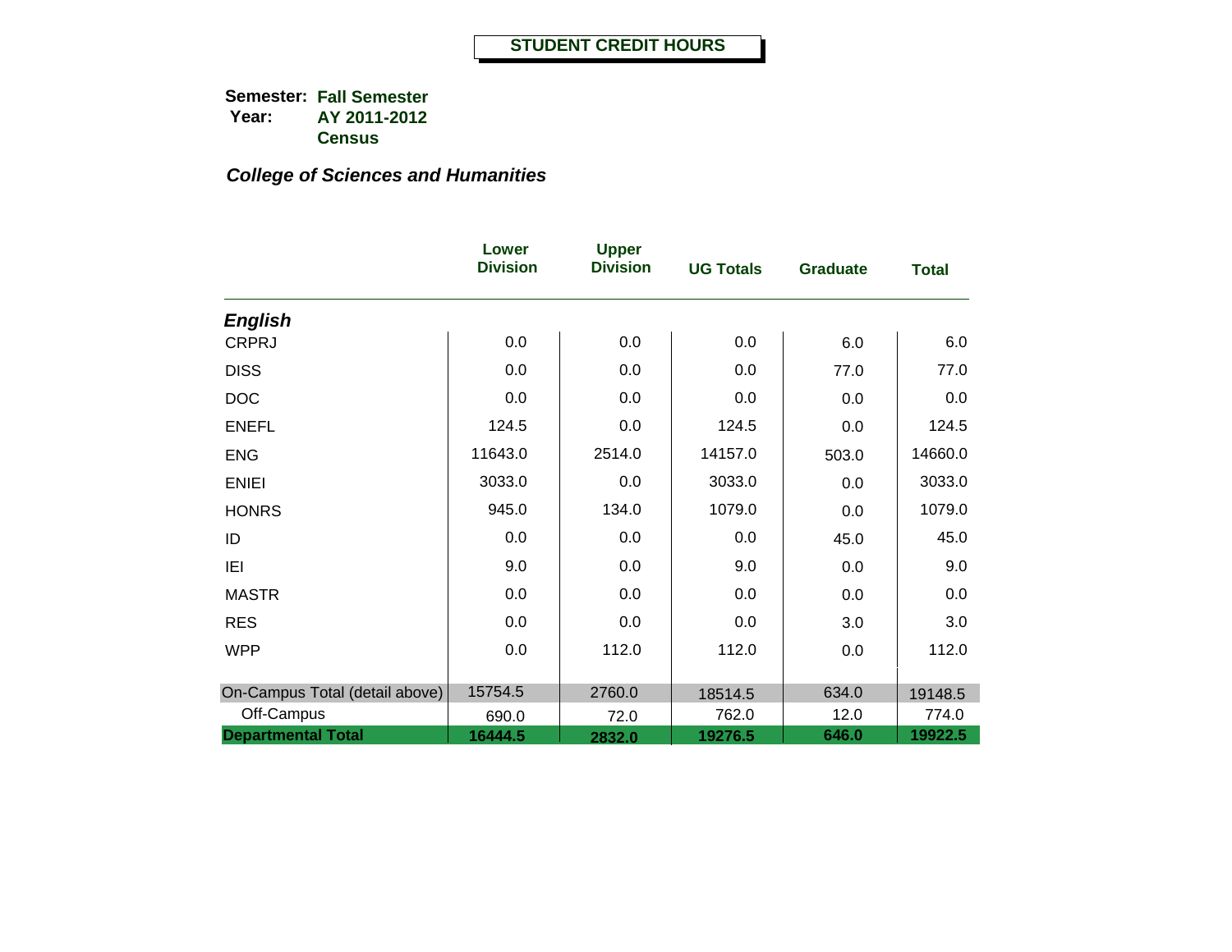# STUDENT CREDIT HOURS

**Semester:** **Fall Semester**
**Year:** **AY 2011-2012**
**Census**

***College of Sciences and Humanities***

| | Lower Division | Upper Division | UG Totals | Graduate | Total |
|---|---|---|---|---|---|
| ***English*** | | | | | |
| CRPRJ | 0.0 | 0.0 | 0.0 | 6.0 | 6.0 |
| DISS | 0.0 | 0.0 | 0.0 | 77.0 | 77.0 |
| DOC | 0.0 | 0.0 | 0.0 | 0.0 | 0.0 |
| ENEFL | 124.5 | 0.0 | 124.5 | 0.0 | 124.5 |
| ENG | 11643.0 | 2514.0 | 14157.0 | 503.0 | 14660.0 |
| ENIEI | 3033.0 | 0.0 | 3033.0 | 0.0 | 3033.0 |
| HONRS | 945.0 | 134.0 | 1079.0 | 0.0 | 1079.0 |
| ID | 0.0 | 0.0 | 0.0 | 45.0 | 45.0 |
| IEI | 9.0 | 0.0 | 9.0 | 0.0 | 9.0 |
| MASTR | 0.0 | 0.0 | 0.0 | 0.0 | 0.0 |
| RES | 0.0 | 0.0 | 0.0 | 3.0 | 3.0 |
| WPP | 0.0 | 112.0 | 112.0 | 0.0 | 112.0 |
| On-Campus Total (detail above) | 15754.5 | 2760.0 | 18514.5 | 634.0 | 19148.5 |
| Off-Campus | 690.0 | 72.0 | 762.0 | 12.0 | 774.0 |
| **Departmental Total** | **16444.5** | **2832.0** | **19276.5** | **646.0** | **19922.5** |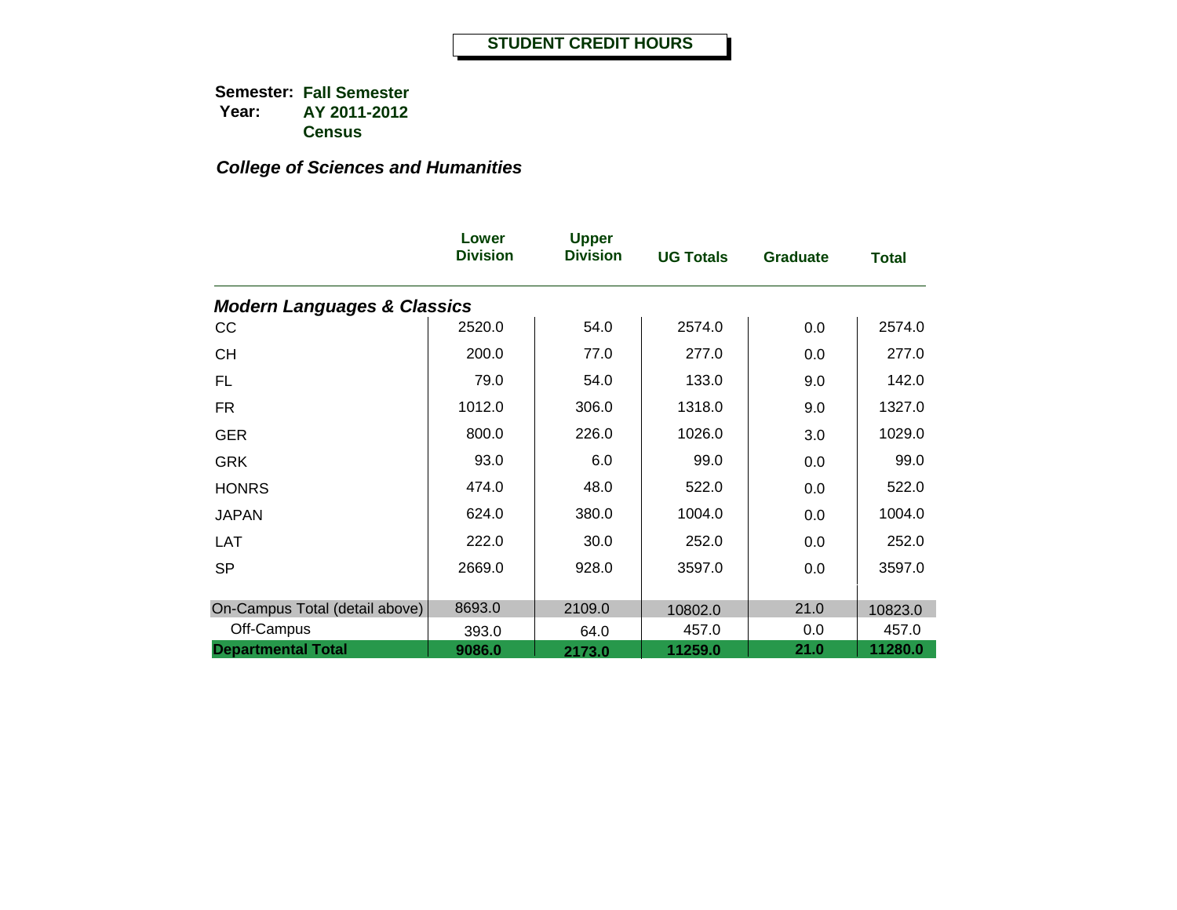# STUDENT CREDIT HOURS

**Semester:** **Fall Semester**
**Year:** **AY 2011-2012**
**Census**

***College of Sciences and Humanities***

| | Lower Division | Upper Division | UG Totals | Graduate | Total |
|---|---|---|---|---|---|
| ***Modern Languages & Classics*** | | | | | |
| CC | 2520.0 | 54.0 | 2574.0 | 0.0 | 2574.0 |
| CH | 200.0 | 77.0 | 277.0 | 0.0 | 277.0 |
| FL | 79.0 | 54.0 | 133.0 | 9.0 | 142.0 |
| FR | 1012.0 | 306.0 | 1318.0 | 9.0 | 1327.0 |
| GER | 800.0 | 226.0 | 1026.0 | 3.0 | 1029.0 |
| GRK | 93.0 | 6.0 | 99.0 | 0.0 | 99.0 |
| HONRS | 474.0 | 48.0 | 522.0 | 0.0 | 522.0 |
| JAPAN | 624.0 | 380.0 | 1004.0 | 0.0 | 1004.0 |
| LAT | 222.0 | 30.0 | 252.0 | 0.0 | 252.0 |
| SP | 2669.0 | 928.0 | 3597.0 | 0.0 | 3597.0 |
| On-Campus Total (detail above) | 8693.0 | 2109.0 | 10802.0 | 21.0 | 10823.0 |
| Off-Campus | 393.0 | 64.0 | 457.0 | 0.0 | 457.0 |
| **Departmental Total** | **9086.0** | **2173.0** | **11259.0** | **21.0** | **11280.0** |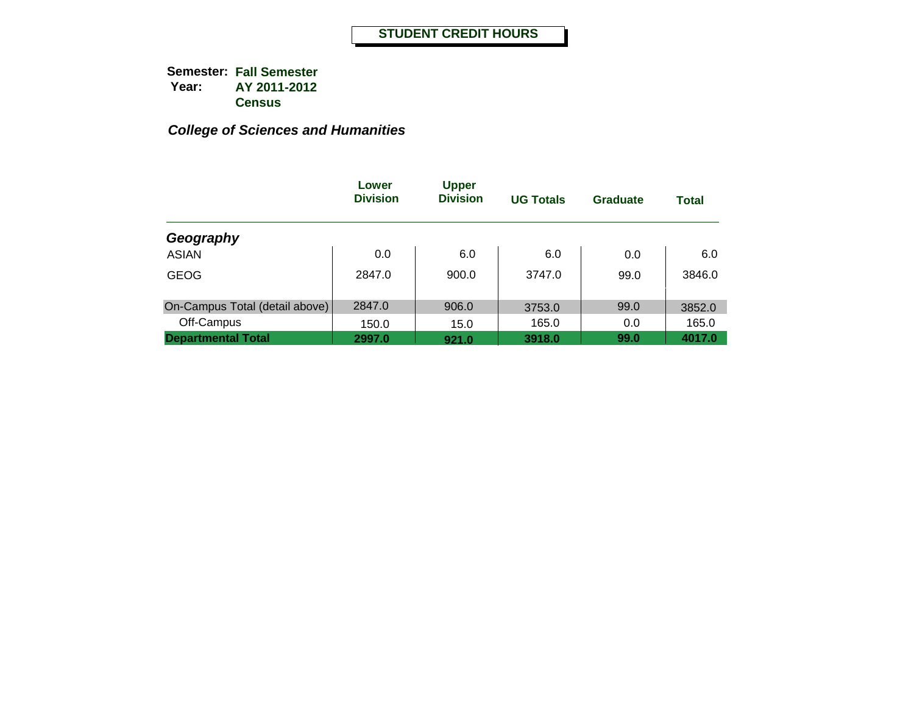# STUDENT CREDIT HOURS

**Semester:** **Fall Semester**
**Year:** **AY 2011-2012**
**Census**

***College of Sciences and Humanities***

| | Lower Division | Upper Division | UG Totals | Graduate | Total |
|---|---|---|---|---|---|
| ***Geography*** | | | | | |
| ASIAN | 0.0 | 6.0 | 6.0 | 0.0 | 6.0 |
| GEOG | 2847.0 | 900.0 | 3747.0 | 99.0 | 3846.0 |
| On-Campus Total (detail above) | 2847.0 | 906.0 | 3753.0 | 99.0 | 3852.0 |
| Off-Campus | 150.0 | 15.0 | 165.0 | 0.0 | 165.0 |
| **Departmental Total** | **2997.0** | **921.0** | **3918.0** | **99.0** | **4017.0** |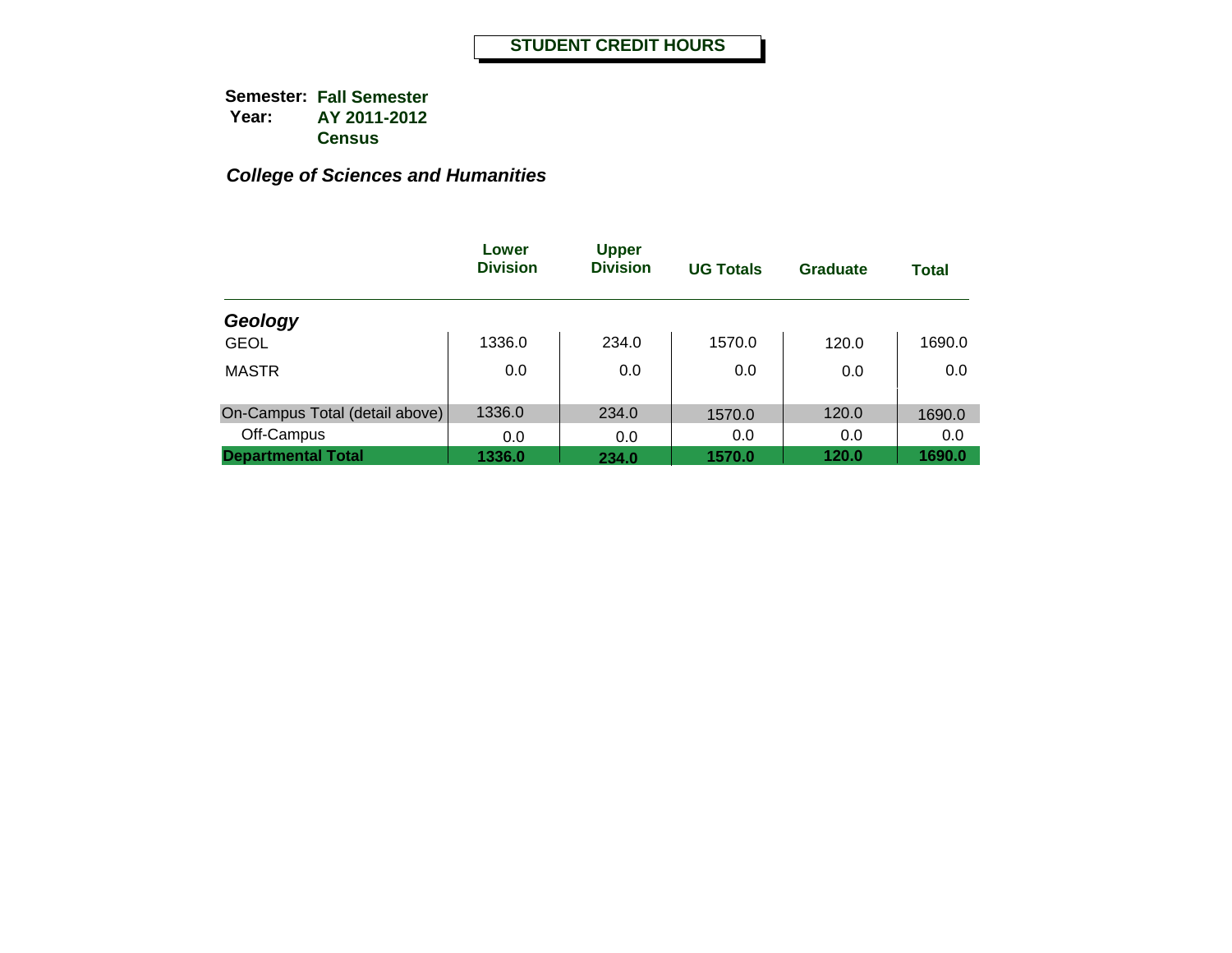# STUDENT CREDIT HOURS

**Semester:** **Fall Semester**
**Year:** **AY 2011-2012**
**Census**

***College of Sciences and Humanities***

| | Lower Division | Upper Division | UG Totals | Graduate | Total |
|---|---|---|---|---|---|
| ***Geology*** | | | | | |
| GEOL | 1336.0 | 234.0 | 1570.0 | 120.0 | 1690.0 |
| MASTR | 0.0 | 0.0 | 0.0 | 0.0 | 0.0 |
| On-Campus Total (detail above) | 1336.0 | 234.0 | 1570.0 | 120.0 | 1690.0 |
| Off-Campus | 0.0 | 0.0 | 0.0 | 0.0 | 0.0 |
| **Departmental Total** | **1336.0** | **234.0** | **1570.0** | **120.0** | **1690.0** |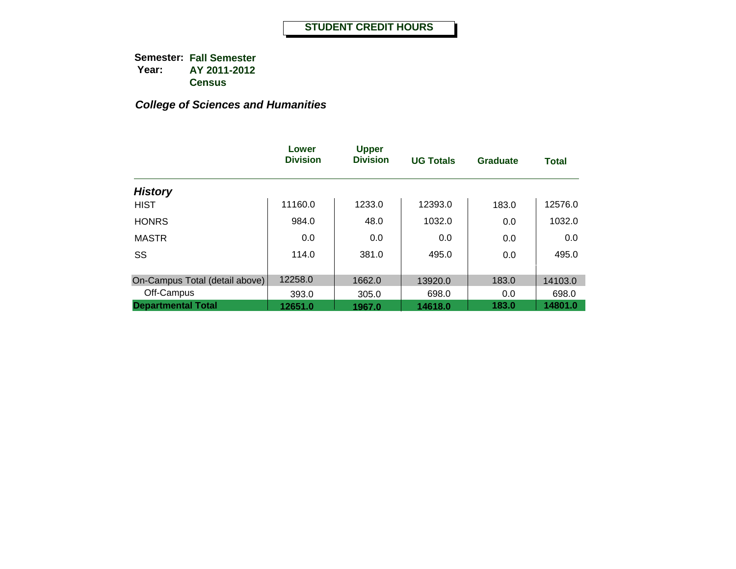# STUDENT CREDIT HOURS

**Semester:** **Fall Semester**
**Year:** **AY 2011-2012**
**Census**

## *College of Sciences and Humanities*

| | Lower Division | Upper Division | UG Totals | Graduate | Total |
|---|---|---|---|---|---|
| ***History*** | | | | | |
| HIST | 11160.0 | 1233.0 | 12393.0 | 183.0 | 12576.0 |
| HONRS | 984.0 | 48.0 | 1032.0 | 0.0 | 1032.0 |
| MASTR | 0.0 | 0.0 | 0.0 | 0.0 | 0.0 |
| SS | 114.0 | 381.0 | 495.0 | 0.0 | 495.0 |
| On-Campus Total (detail above) | 12258.0 | 1662.0 | 13920.0 | 183.0 | 14103.0 |
| Off-Campus | 393.0 | 305.0 | 698.0 | 0.0 | 698.0 |
| **Departmental Total** | **12651.0** | **1967.0** | **14618.0** | **183.0** | **14801.0** |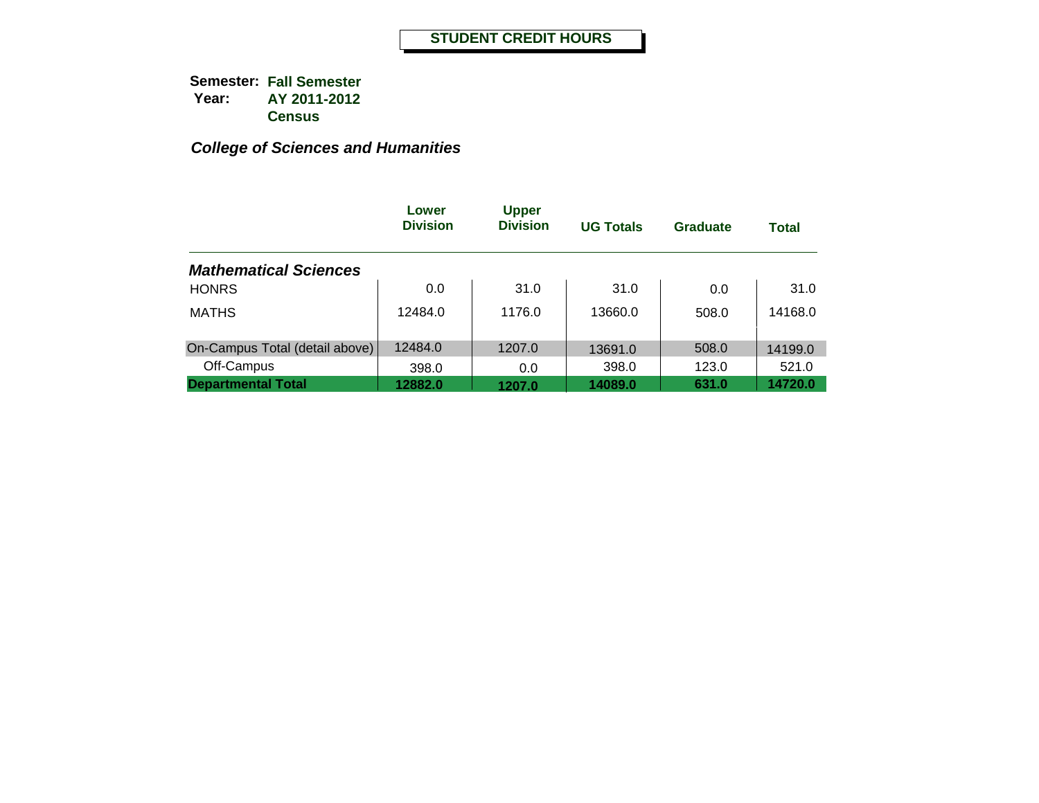# STUDENT CREDIT HOURS

**Semester:** **Fall Semester**
**Year:** **AY 2011-2012**
**Census**

***College of Sciences and Humanities***

| | Lower Division | Upper Division | UG Totals | Graduate | Total |
|---|---|---|---|---|---|
| ***Mathematical Sciences*** | | | | | |
| HONRS | 0.0 | 31.0 | 31.0 | 0.0 | 31.0 |
| MATHS | 12484.0 | 1176.0 | 13660.0 | 508.0 | 14168.0 |
| On-Campus Total (detail above) | 12484.0 | 1207.0 | 13691.0 | 508.0 | 14199.0 |
| Off-Campus | 398.0 | 0.0 | 398.0 | 123.0 | 521.0 |
| **Departmental Total** | **12882.0** | **1207.0** | **14089.0** | **631.0** | **14720.0** |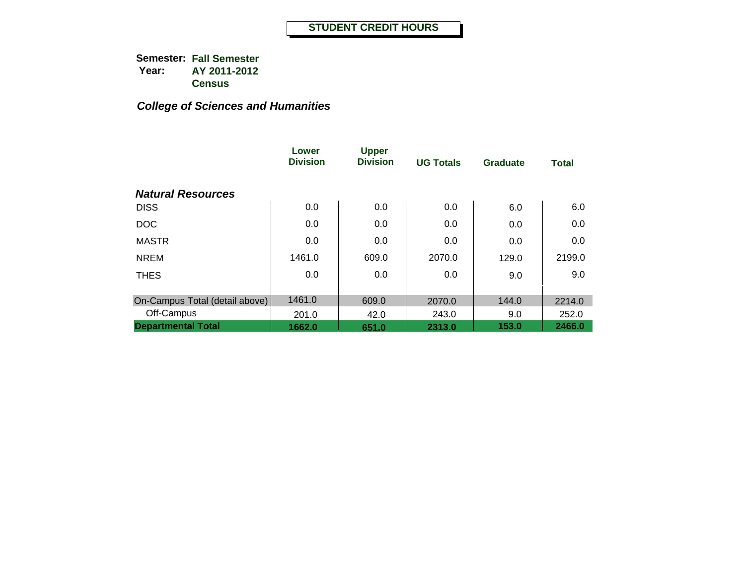# STUDENT CREDIT HOURS

**Semester:** **Fall Semester**
**Year:** **AY 2011-2012**
**Census**

***College of Sciences and Humanities***

| | Lower Division | Upper Division | UG Totals | Graduate | Total |
|---|---|---|---|---|---|
| ***Natural Resources*** | | | | | |
| DISS | 0.0 | 0.0 | 0.0 | 6.0 | 6.0 |
| DOC | 0.0 | 0.0 | 0.0 | 0.0 | 0.0 |
| MASTR | 0.0 | 0.0 | 0.0 | 0.0 | 0.0 |
| NREM | 1461.0 | 609.0 | 2070.0 | 129.0 | 2199.0 |
| THES | 0.0 | 0.0 | 0.0 | 9.0 | 9.0 |
| On-Campus Total (detail above) | 1461.0 | 609.0 | 2070.0 | 144.0 | 2214.0 |
| Off-Campus | 201.0 | 42.0 | 243.0 | 9.0 | 252.0 |
| **Departmental Total** | **1662.0** | **651.0** | **2313.0** | **153.0** | **2466.0** |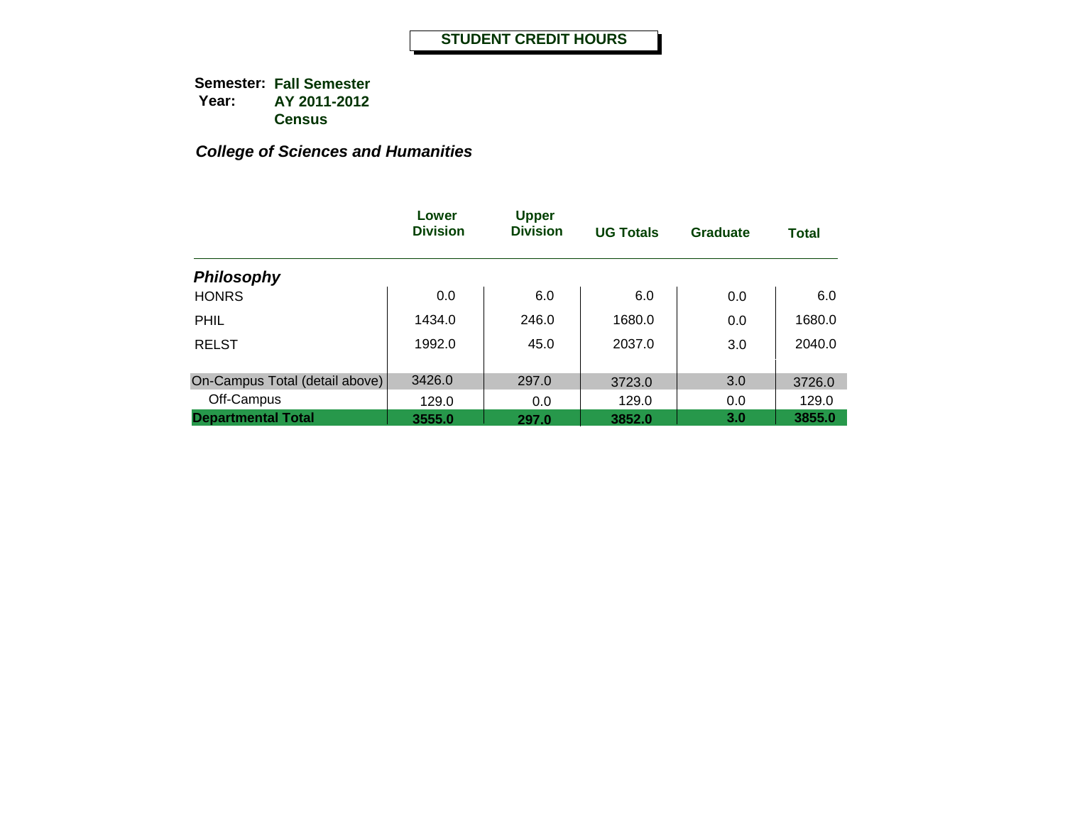# STUDENT CREDIT HOURS

**Semester:** **Fall Semester**
**Year:** **AY 2011-2012**
**Census**

***College of Sciences and Humanities***

| | Lower Division | Upper Division | UG Totals | Graduate | Total |
|---|---|---|---|---|---|
| ***Philosophy*** | | | | | |
| HONRS | 0.0 | 6.0 | 6.0 | 0.0 | 6.0 |
| PHIL | 1434.0 | 246.0 | 1680.0 | 0.0 | 1680.0 |
| RELST | 1992.0 | 45.0 | 2037.0 | 3.0 | 2040.0 |
| On-Campus Total (detail above) | 3426.0 | 297.0 | 3723.0 | 3.0 | 3726.0 |
| Off-Campus | 129.0 | 0.0 | 129.0 | 0.0 | 129.0 |
| **Departmental Total** | **3555.0** | **297.0** | **3852.0** | **3.0** | **3855.0** |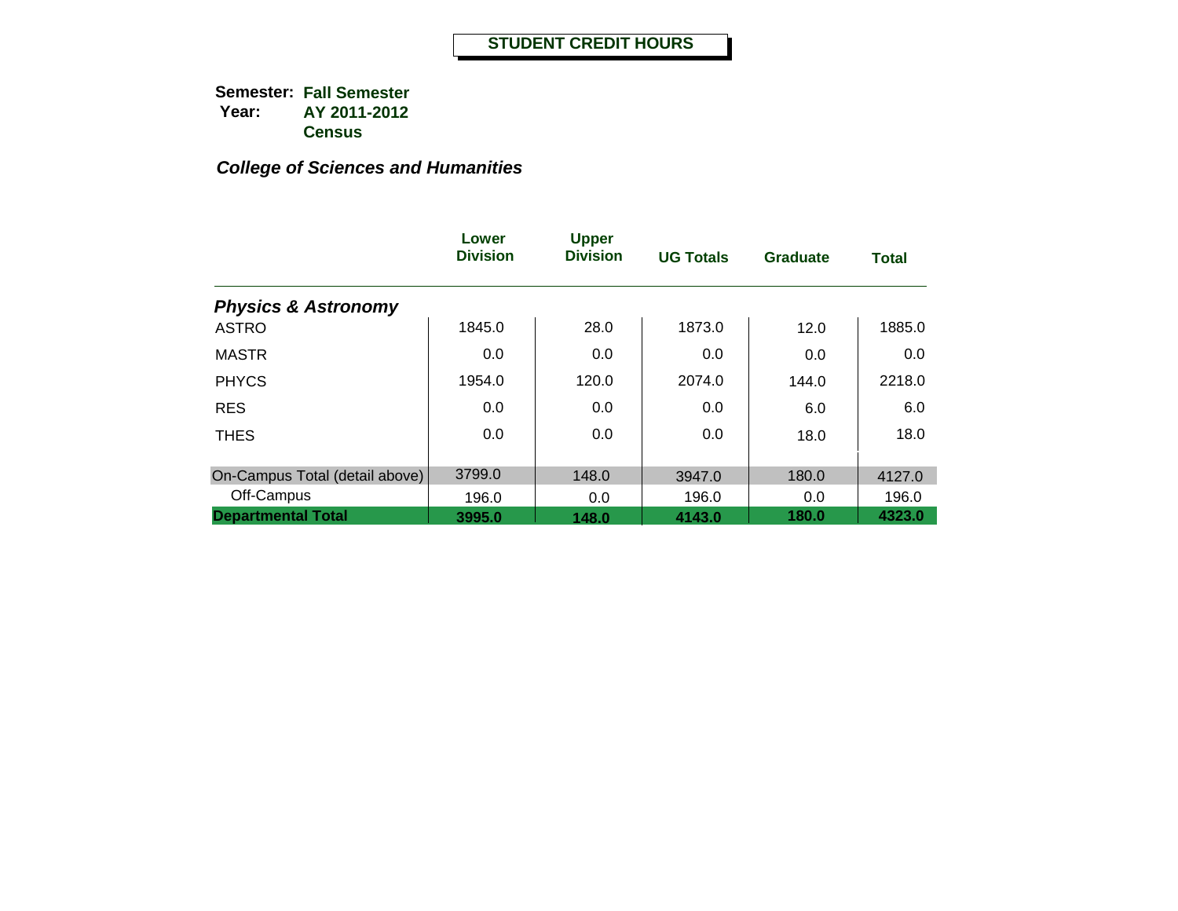# STUDENT CREDIT HOURS

**Semester:** **Fall Semester**
**Year:** **AY 2011-2012**
**Census**

***College of Sciences and Humanities***

| | Lower Division | Upper Division | UG Totals | Graduate | Total |
|---|---|---|---|---|---|
| ***Physics & Astronomy*** | | | | | |
| ASTRO | 1845.0 | 28.0 | 1873.0 | 12.0 | 1885.0 |
| MASTR | 0.0 | 0.0 | 0.0 | 0.0 | 0.0 |
| PHYCS | 1954.0 | 120.0 | 2074.0 | 144.0 | 2218.0 |
| RES | 0.0 | 0.0 | 0.0 | 6.0 | 6.0 |
| THES | 0.0 | 0.0 | 0.0 | 18.0 | 18.0 |
| On-Campus Total (detail above) | 3799.0 | 148.0 | 3947.0 | 180.0 | 4127.0 |
| Off-Campus | 196.0 | 0.0 | 196.0 | 0.0 | 196.0 |
| **Departmental Total** | **3995.0** | **148.0** | **4143.0** | **180.0** | **4323.0** |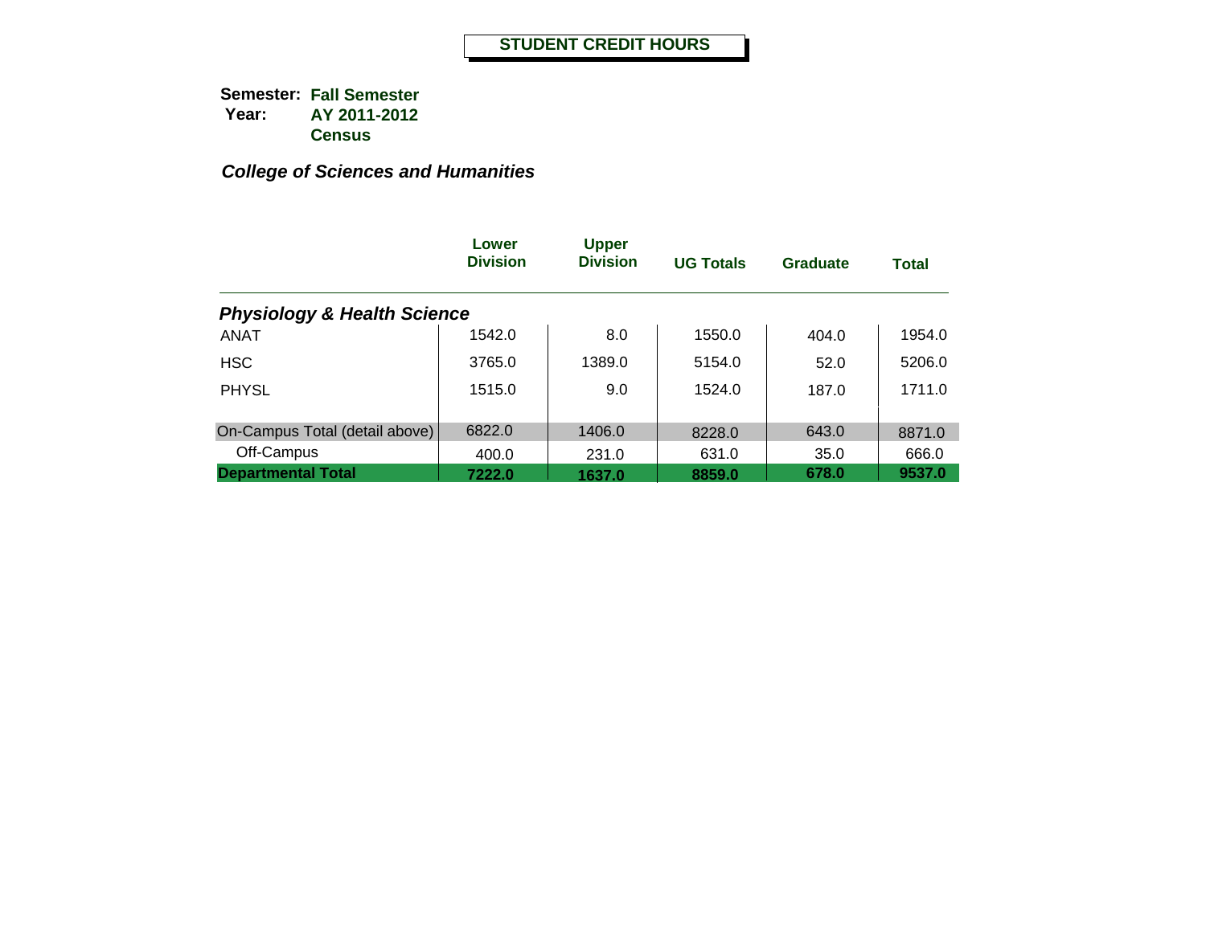# STUDENT CREDIT HOURS

**Semester:** **Fall Semester**
**Year:** **AY 2011-2012**
**Census**

***College of Sciences and Humanities***

| | Lower Division | Upper Division | UG Totals | Graduate | Total |
|---|---|---|---|---|---|
| ***Physiology & Health Science*** | | | | | |
| ANAT | 1542.0 | 8.0 | 1550.0 | 404.0 | 1954.0 |
| HSC | 3765.0 | 1389.0 | 5154.0 | 52.0 | 5206.0 |
| PHYSL | 1515.0 | 9.0 | 1524.0 | 187.0 | 1711.0 |
| On-Campus Total (detail above) | 6822.0 | 1406.0 | 8228.0 | 643.0 | 8871.0 |
| Off-Campus | 400.0 | 231.0 | 631.0 | 35.0 | 666.0 |
| **Departmental Total** | **7222.0** | **1637.0** | **8859.0** | **678.0** | **9537.0** |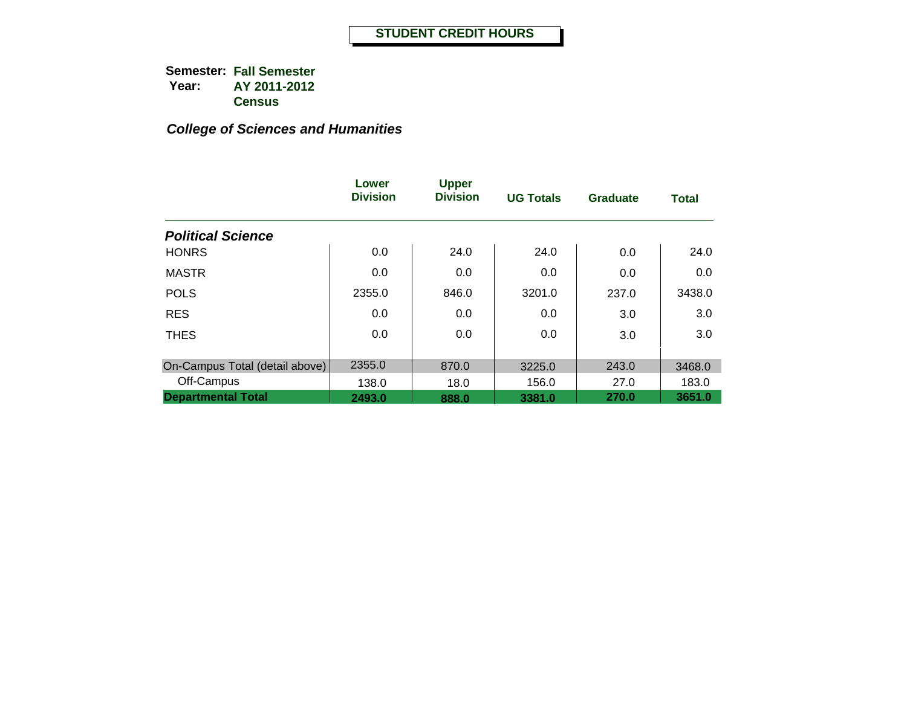# STUDENT CREDIT HOURS

**Semester:** **Fall Semester**
**Year:** **AY 2011-2012**
**Census**

***College of Sciences and Humanities***

| | Lower Division | Upper Division | UG Totals | Graduate | Total |
|---|---|---|---|---|---|
| ***Political Science*** | | | | | |
| HONRS | 0.0 | 24.0 | 24.0 | 0.0 | 24.0 |
| MASTR | 0.0 | 0.0 | 0.0 | 0.0 | 0.0 |
| POLS | 2355.0 | 846.0 | 3201.0 | 237.0 | 3438.0 |
| RES | 0.0 | 0.0 | 0.0 | 3.0 | 3.0 |
| THES | 0.0 | 0.0 | 0.0 | 3.0 | 3.0 |
| On-Campus Total (detail above) | 2355.0 | 870.0 | 3225.0 | 243.0 | 3468.0 |
| Off-Campus | 138.0 | 18.0 | 156.0 | 27.0 | 183.0 |
| **Departmental Total** | **2493.0** | **888.0** | **3381.0** | **270.0** | **3651.0** |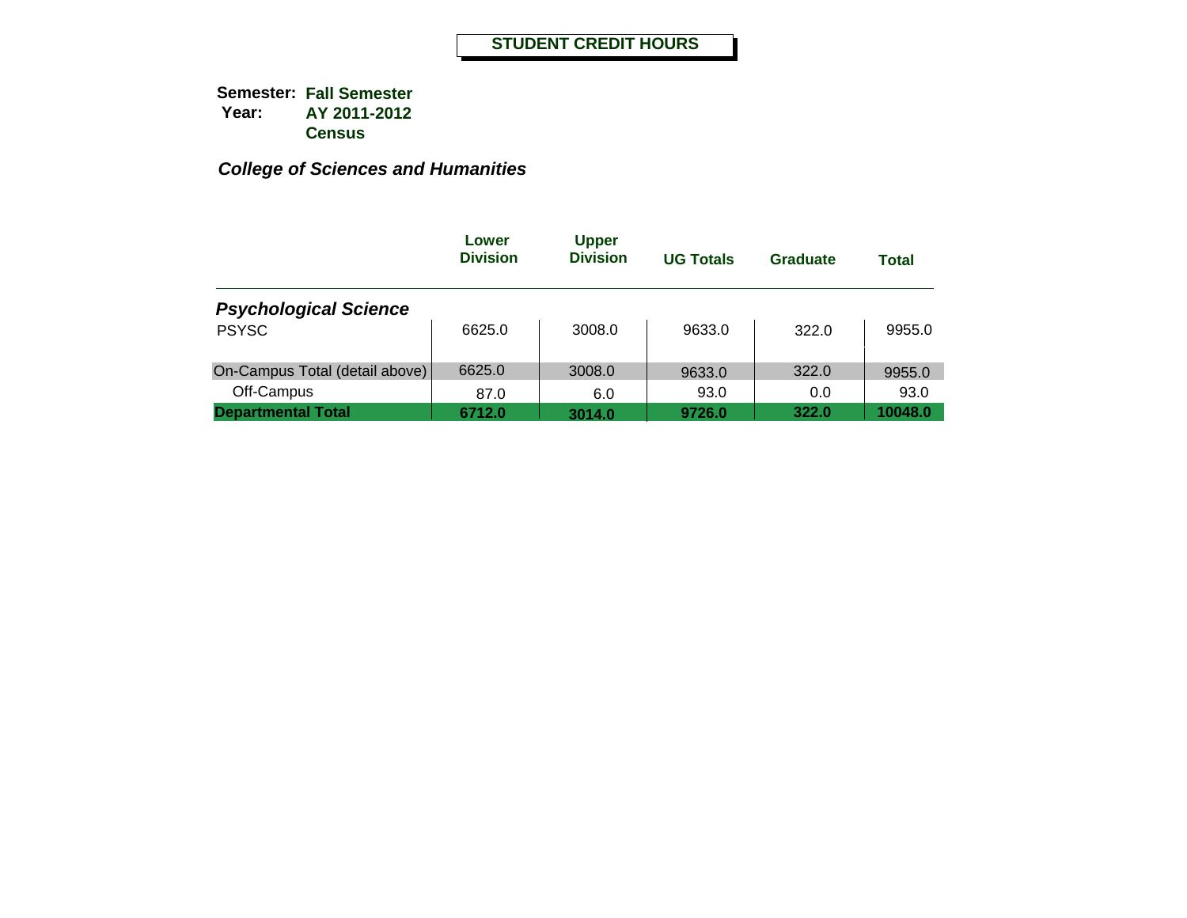**STUDENT CREDIT HOURS**

**Semester:** **Fall Semester**
**Year:** **AY 2011-2012**
**Census**

***College of Sciences and Humanities***

| | Lower Division | Upper Division | UG Totals | Graduate | Total |
|---|---|---|---|---|---|
| ***Psychological Science*** | | | | | |
| PSYSC | 6625.0 | 3008.0 | 9633.0 | 322.0 | 9955.0 |
| On-Campus Total (detail above) | 6625.0 | 3008.0 | 9633.0 | 322.0 | 9955.0 |
| Off-Campus | 87.0 | 6.0 | 93.0 | 0.0 | 93.0 |
| **Departmental Total** | **6712.0** | **3014.0** | **9726.0** | **322.0** | **10048.0** |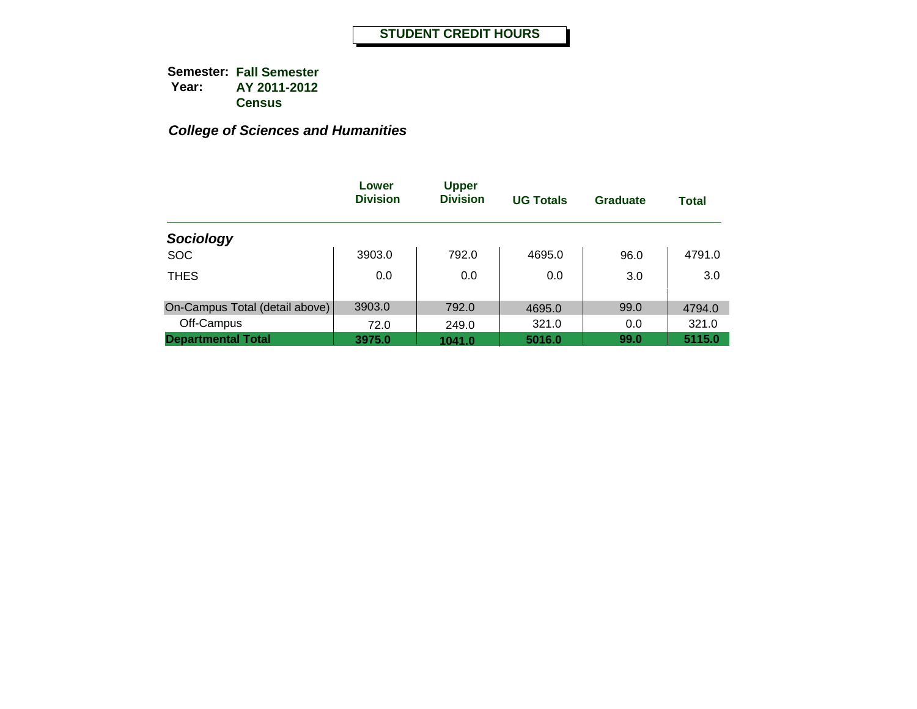# STUDENT CREDIT HOURS

**Semester:** **Fall Semester**
**Year:** **AY 2011-2012**
**Census**

***College of Sciences and Humanities***

| | Lower Division | Upper Division | UG Totals | Graduate | Total |
|---|---|---|---|---|---|
| ***Sociology*** | | | | | |
| SOC | 3903.0 | 792.0 | 4695.0 | 96.0 | 4791.0 |
| THES | 0.0 | 0.0 | 0.0 | 3.0 | 3.0 |
| On-Campus Total (detail above) | 3903.0 | 792.0 | 4695.0 | 99.0 | 4794.0 |
| Off-Campus | 72.0 | 249.0 | 321.0 | 0.0 | 321.0 |
| **Departmental Total** | **3975.0** | **1041.0** | **5016.0** | **99.0** | **5115.0** |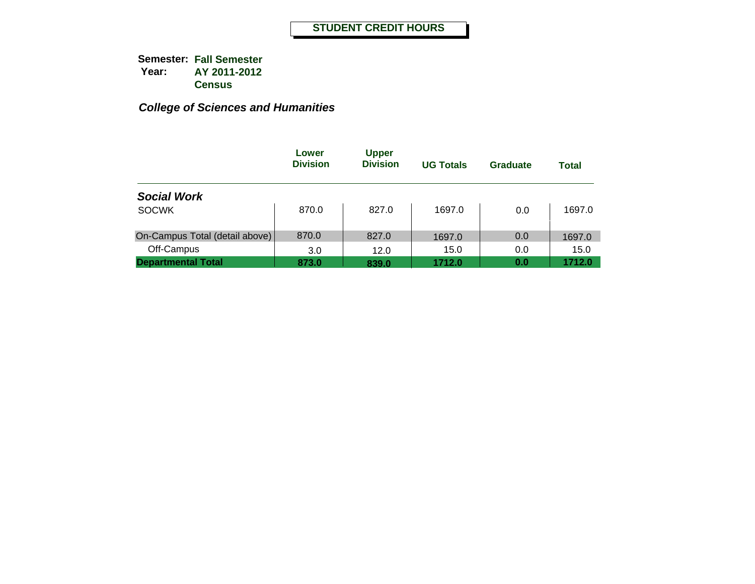# STUDENT CREDIT HOURS

**Semester:** **Fall Semester**
**Year:** **AY 2011-2012**
**Census**

***College of Sciences and Humanities***

| | Lower Division | Upper Division | UG Totals | Graduate | Total |
|---|---|---|---|---|---|
| ***Social Work*** | | | | | |
| SOCWK | 870.0 | 827.0 | 1697.0 | 0.0 | 1697.0 |
| On-Campus Total (detail above) | 870.0 | 827.0 | 1697.0 | 0.0 | 1697.0 |
| Off-Campus | 3.0 | 12.0 | 15.0 | 0.0 | 15.0 |
| **Departmental Total** | **873.0** | **839.0** | **1712.0** | **0.0** | **1712.0** |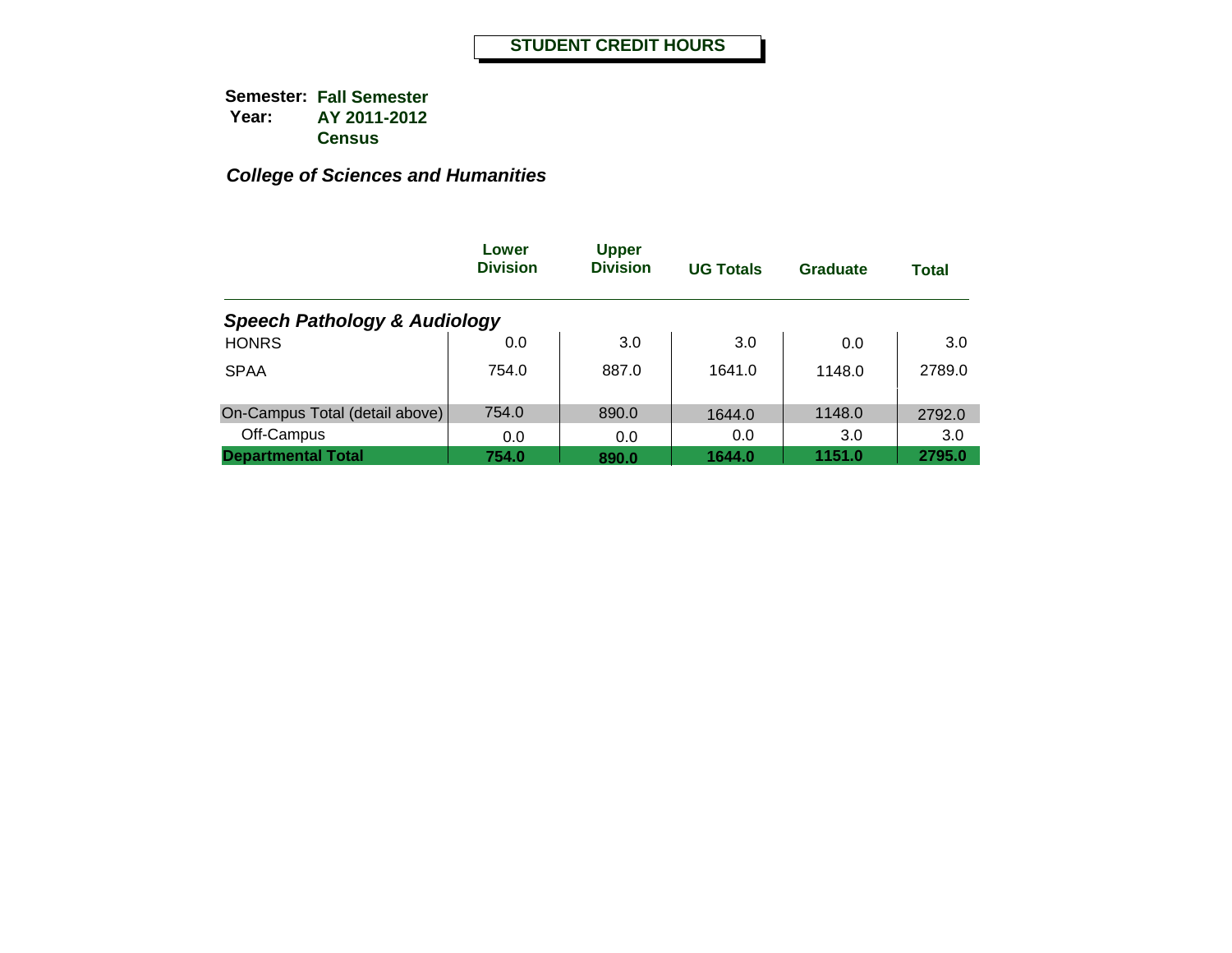# STUDENT CREDIT HOURS

**Semester:** **Fall Semester**
**Year:** **AY 2011-2012**
**Census**

***College of Sciences and Humanities***

| | Lower Division | Upper Division | UG Totals | Graduate | Total |
|---|---|---|---|---|---|
| ***Speech Pathology & Audiology*** | | | | | |
| HONRS | 0.0 | 3.0 | 3.0 | 0.0 | 3.0 |
| SPAA | 754.0 | 887.0 | 1641.0 | 1148.0 | 2789.0 |
| On-Campus Total (detail above) | 754.0 | 890.0 | 1644.0 | 1148.0 | 2792.0 |
| Off-Campus | 0.0 | 0.0 | 0.0 | 3.0 | 3.0 |
| **Departmental Total** | **754.0** | **890.0** | **1644.0** | **1151.0** | **2795.0** |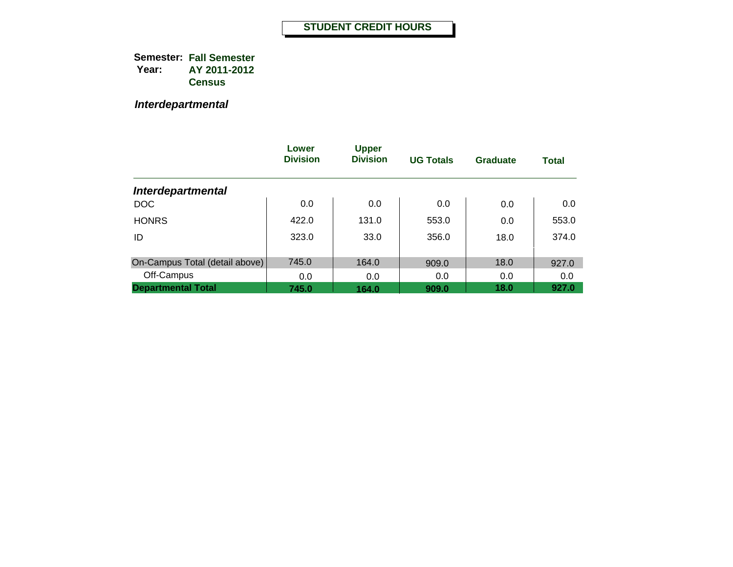# STUDENT CREDIT HOURS

**Semester:** **Fall Semester**
**Year:** **AY 2011-2012**
**Census**

***Interdepartmental***

| | Lower Division | Upper Division | UG Totals | Graduate | Total |
|---|---|---|---|---|---|
| ***Interdepartmental*** | | | | | |
| DOC | 0.0 | 0.0 | 0.0 | 0.0 | 0.0 |
| HONRS | 422.0 | 131.0 | 553.0 | 0.0 | 553.0 |
| ID | 323.0 | 33.0 | 356.0 | 18.0 | 374.0 |
| On-Campus Total (detail above) | 745.0 | 164.0 | 909.0 | 18.0 | 927.0 |
| Off-Campus | 0.0 | 0.0 | 0.0 | 0.0 | 0.0 |
| **Departmental Total** | **745.0** | **164.0** | **909.0** | **18.0** | **927.0** |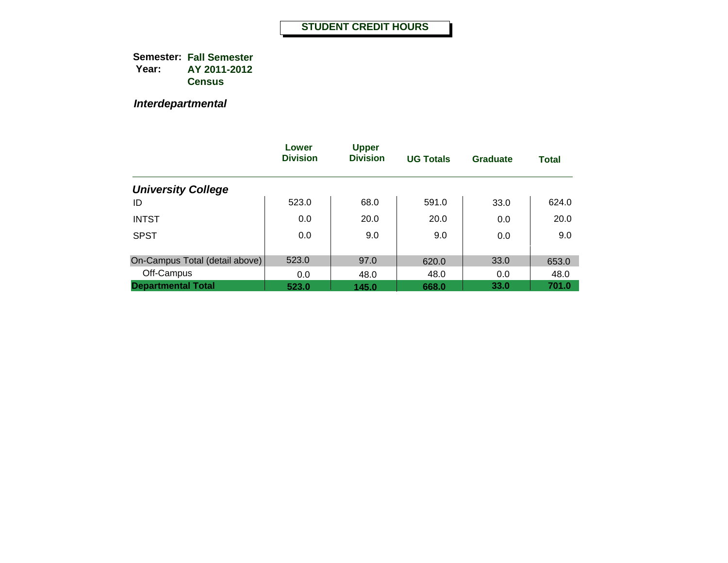# STUDENT CREDIT HOURS

**Semester:** **Fall Semester**
**Year:** **AY 2011-2012**
**Census**

***Interdepartmental***

| | Lower Division | Upper Division | UG Totals | Graduate | Total |
|---|---|---|---|---|---|
| ***University College*** | | | | | |
| ID | 523.0 | 68.0 | 591.0 | 33.0 | 624.0 |
| INTST | 0.0 | 20.0 | 20.0 | 0.0 | 20.0 |
| SPST | 0.0 | 9.0 | 9.0 | 0.0 | 9.0 |
| On-Campus Total (detail above) | 523.0 | 97.0 | 620.0 | 33.0 | 653.0 |
| Off-Campus | 0.0 | 48.0 | 48.0 | 0.0 | 48.0 |
| **Departmental Total** | **523.0** | **145.0** | **668.0** | **33.0** | **701.0** |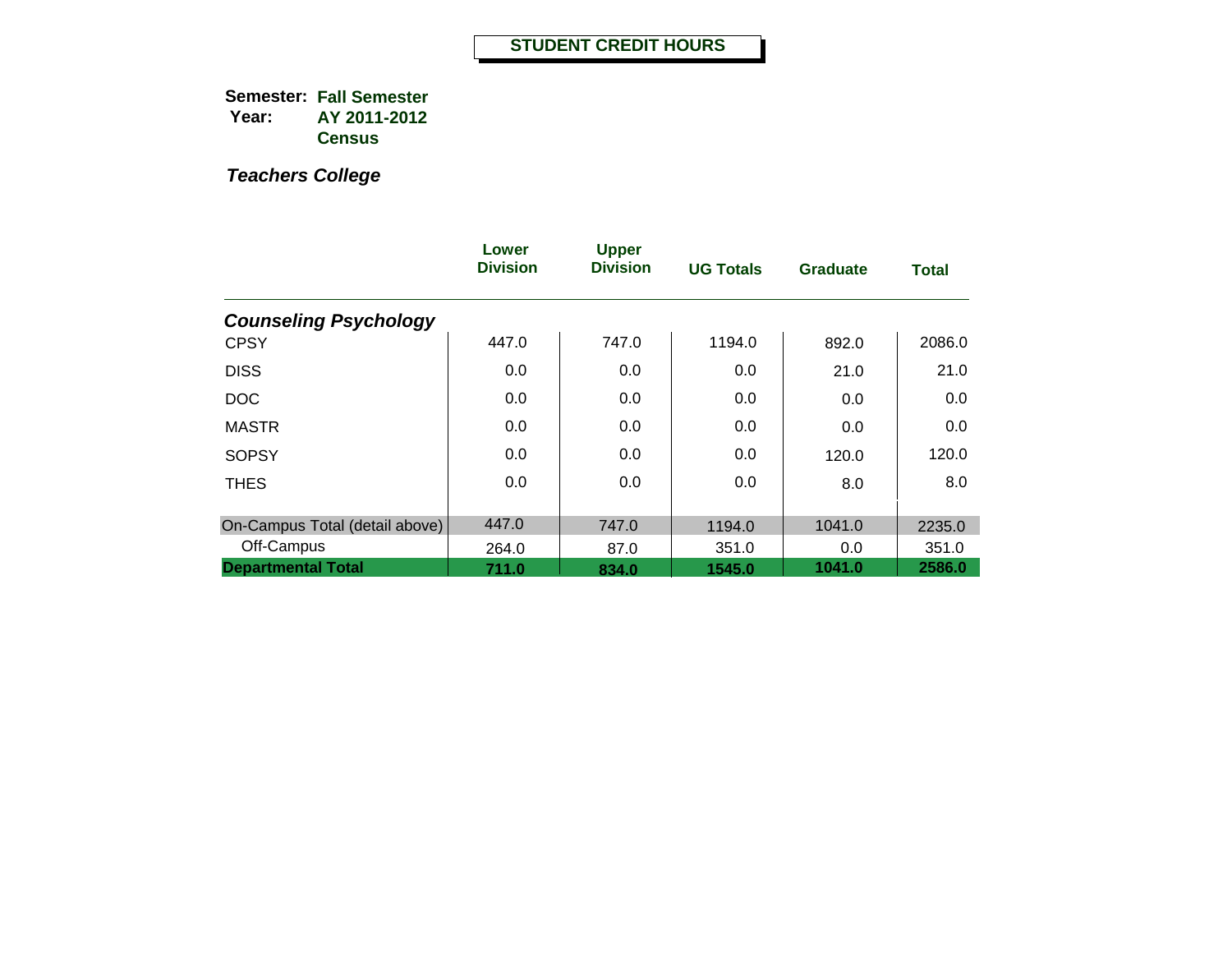# STUDENT CREDIT HOURS

**Semester:** **Fall Semester**
**Year:** **AY 2011-2012**
**Census**

***Teachers College***

| | Lower Division | Upper Division | UG Totals | Graduate | Total |
|---|---|---|---|---|---|
| ***Counseling Psychology*** | | | | | |
| CPSY | 447.0 | 747.0 | 1194.0 | 892.0 | 2086.0 |
| DISS | 0.0 | 0.0 | 0.0 | 21.0 | 21.0 |
| DOC | 0.0 | 0.0 | 0.0 | 0.0 | 0.0 |
| MASTR | 0.0 | 0.0 | 0.0 | 0.0 | 0.0 |
| SOPSY | 0.0 | 0.0 | 0.0 | 120.0 | 120.0 |
| THES | 0.0 | 0.0 | 0.0 | 8.0 | 8.0 |
| On-Campus Total (detail above) | 447.0 | 747.0 | 1194.0 | 1041.0 | 2235.0 |
| Off-Campus | 264.0 | 87.0 | 351.0 | 0.0 | 351.0 |
| **Departmental Total** | **711.0** | **834.0** | **1545.0** | **1041.0** | **2586.0** |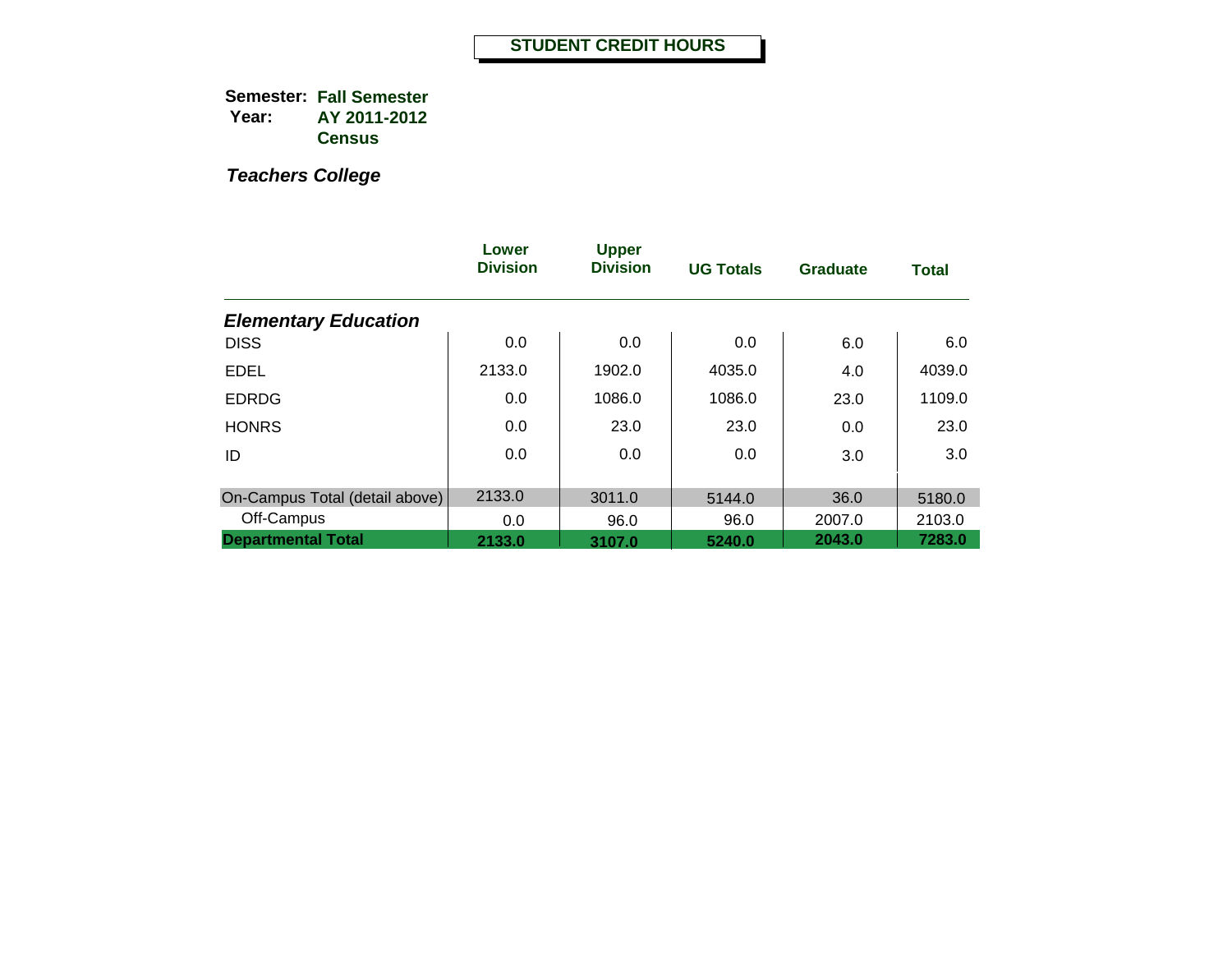# STUDENT CREDIT HOURS

**Semester:** **Fall Semester**
**Year:** **AY 2011-2012**
**Census**

***Teachers College***

| | Lower Division | Upper Division | UG Totals | Graduate | Total |
|---|---|---|---|---|---|
| ***Elementary Education*** | | | | | |
| DISS | 0.0 | 0.0 | 0.0 | 6.0 | 6.0 |
| EDEL | 2133.0 | 1902.0 | 4035.0 | 4.0 | 4039.0 |
| EDRDG | 0.0 | 1086.0 | 1086.0 | 23.0 | 1109.0 |
| HONRS | 0.0 | 23.0 | 23.0 | 0.0 | 23.0 |
| ID | 0.0 | 0.0 | 0.0 | 3.0 | 3.0 |
| On-Campus Total (detail above) | 2133.0 | 3011.0 | 5144.0 | 36.0 | 5180.0 |
| Off-Campus | 0.0 | 96.0 | 96.0 | 2007.0 | 2103.0 |
| **Departmental Total** | **2133.0** | **3107.0** | **5240.0** | **2043.0** | **7283.0** |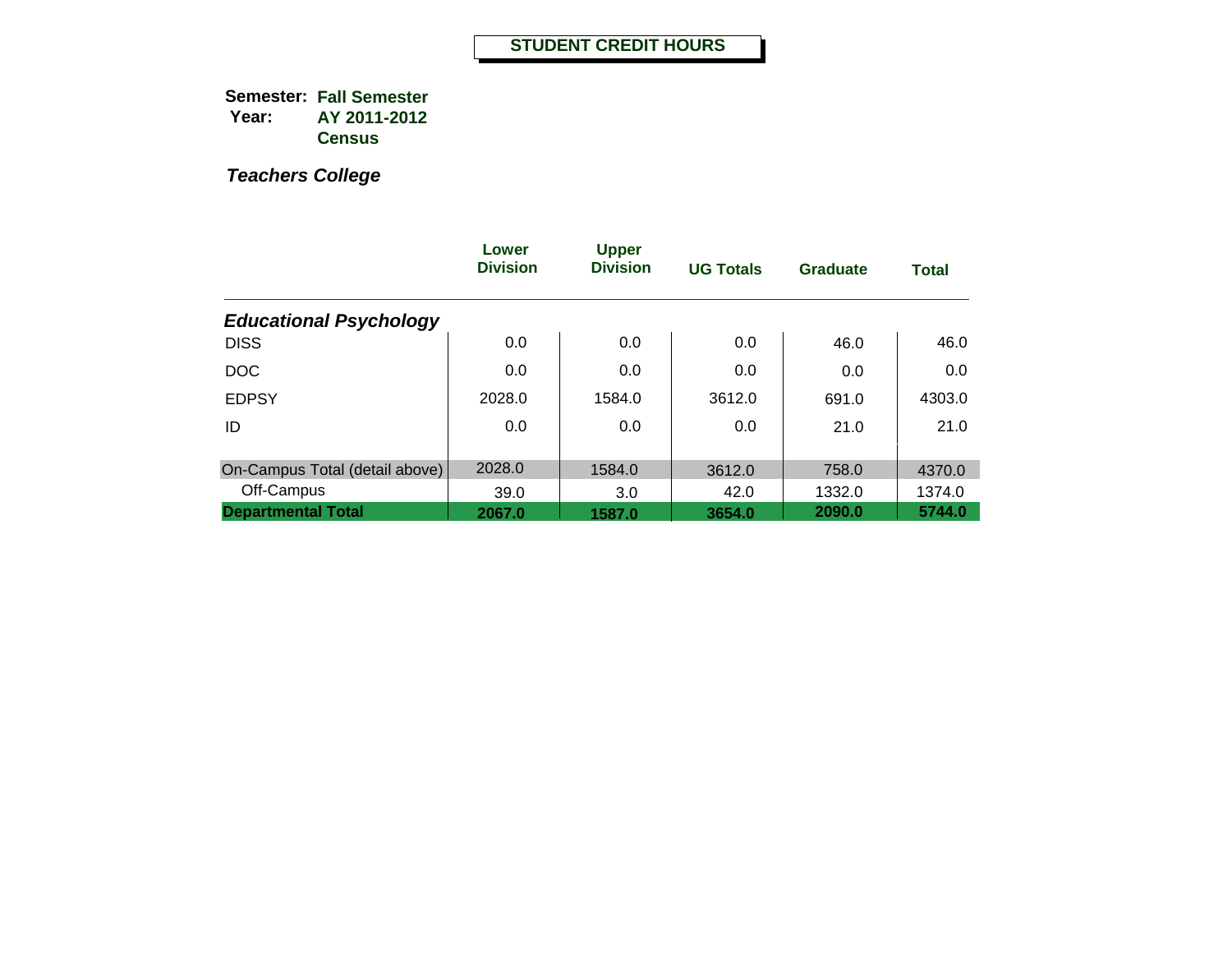# STUDENT CREDIT HOURS

**Semester:** **Fall Semester**
**Year:** **AY 2011-2012**
**Census**

***Teachers College***

| | Lower Division | Upper Division | UG Totals | Graduate | Total |
|---|---|---|---|---|---|
| ***Educational Psychology*** | | | | | |
| DISS | 0.0 | 0.0 | 0.0 | 46.0 | 46.0 |
| DOC | 0.0 | 0.0 | 0.0 | 0.0 | 0.0 |
| EDPSY | 2028.0 | 1584.0 | 3612.0 | 691.0 | 4303.0 |
| ID | 0.0 | 0.0 | 0.0 | 21.0 | 21.0 |
| On-Campus Total (detail above) | 2028.0 | 1584.0 | 3612.0 | 758.0 | 4370.0 |
| Off-Campus | 39.0 | 3.0 | 42.0 | 1332.0 | 1374.0 |
| **Departmental Total** | **2067.0** | **1587.0** | **3654.0** | **2090.0** | **5744.0** |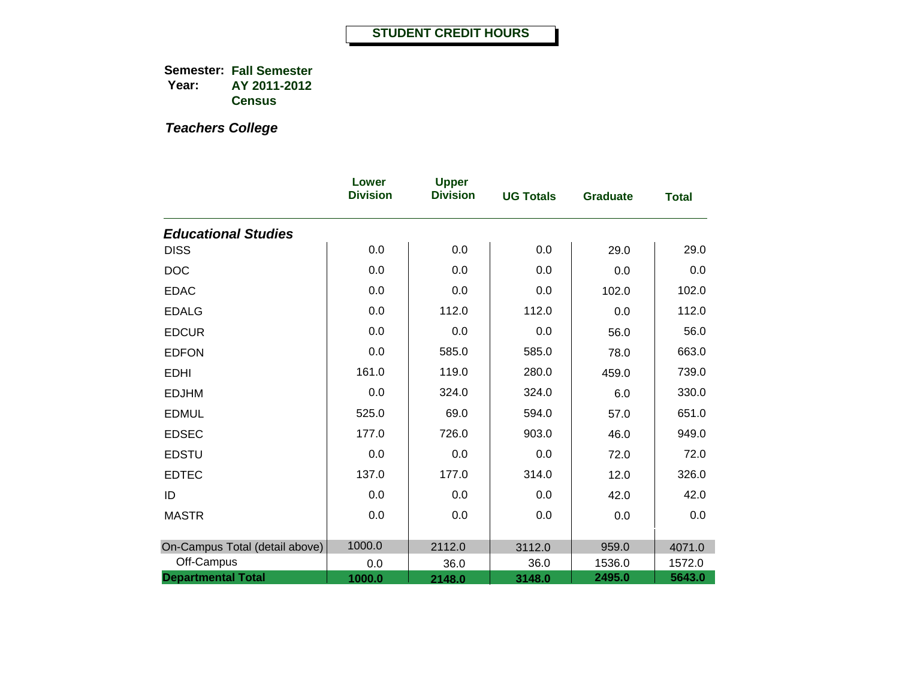# STUDENT CREDIT HOURS

**Semester:** Fall Semester
**Year:** AY 2011-2012
Census

***Teachers College***

| | Lower Division | Upper Division | UG Totals | Graduate | Total |
|---|---|---|---|---|---|
| ***Educational Studies*** | | | | | |
| DISS | 0.0 | 0.0 | 0.0 | 29.0 | 29.0 |
| DOC | 0.0 | 0.0 | 0.0 | 0.0 | 0.0 |
| EDAC | 0.0 | 0.0 | 0.0 | 102.0 | 102.0 |
| EDALG | 0.0 | 112.0 | 112.0 | 0.0 | 112.0 |
| EDCUR | 0.0 | 0.0 | 0.0 | 56.0 | 56.0 |
| EDFON | 0.0 | 585.0 | 585.0 | 78.0 | 663.0 |
| EDHI | 161.0 | 119.0 | 280.0 | 459.0 | 739.0 |
| EDJHM | 0.0 | 324.0 | 324.0 | 6.0 | 330.0 |
| EDMUL | 525.0 | 69.0 | 594.0 | 57.0 | 651.0 |
| EDSEC | 177.0 | 726.0 | 903.0 | 46.0 | 949.0 |
| EDSTU | 0.0 | 0.0 | 0.0 | 72.0 | 72.0 |
| EDTEC | 137.0 | 177.0 | 314.0 | 12.0 | 326.0 |
| ID | 0.0 | 0.0 | 0.0 | 42.0 | 42.0 |
| MASTR | 0.0 | 0.0 | 0.0 | 0.0 | 0.0 |
| On-Campus Total (detail above) | 1000.0 | 2112.0 | 3112.0 | 959.0 | 4071.0 |
| Off-Campus | 0.0 | 36.0 | 36.0 | 1536.0 | 1572.0 |
| **Departmental Total** | **1000.0** | **2148.0** | **3148.0** | **2495.0** | **5643.0** |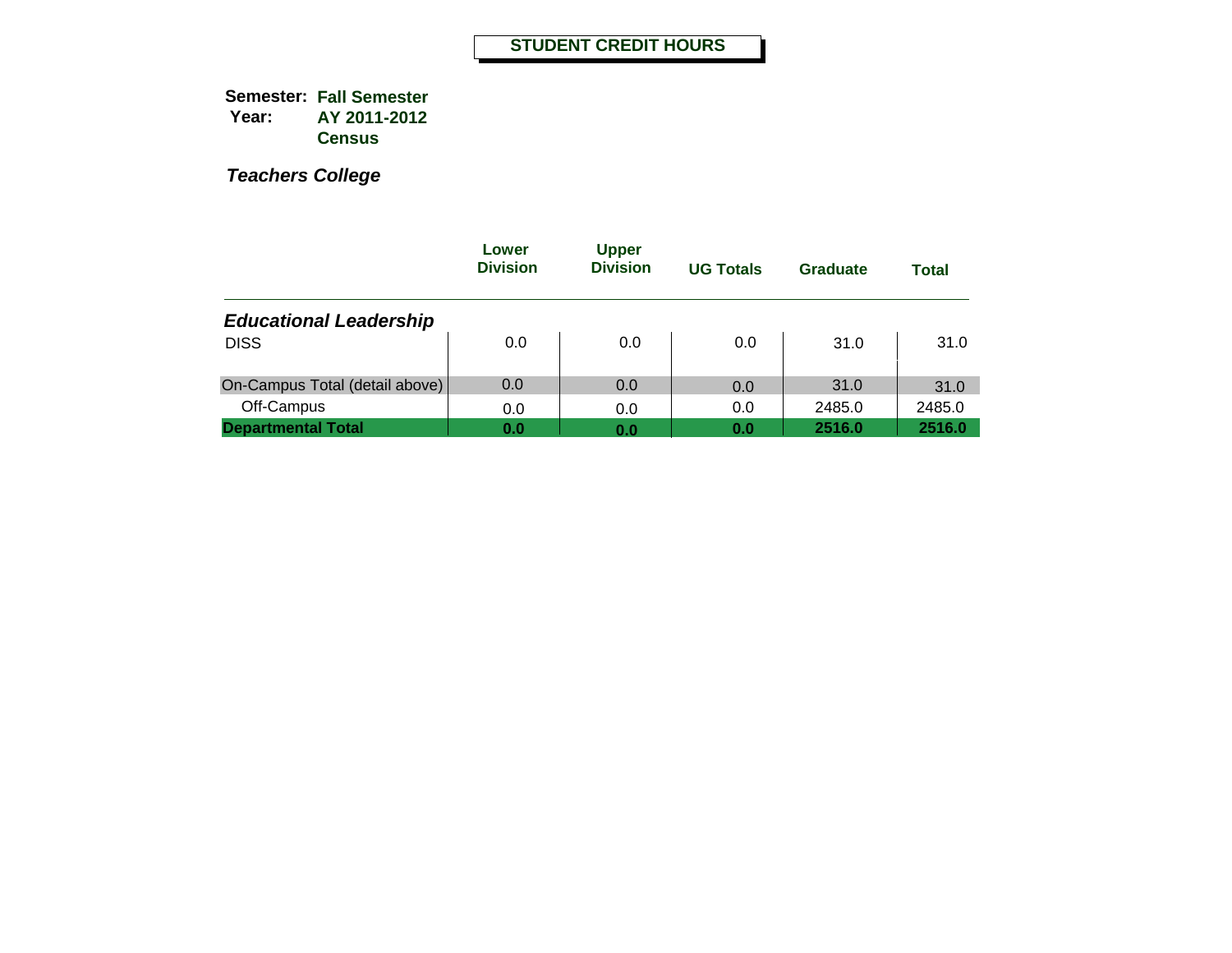# STUDENT CREDIT HOURS

**Semester:** **Fall Semester**
**Year:** **AY 2011-2012**
**Census**

***Teachers College***

| | Lower Division | Upper Division | UG Totals | Graduate | Total |
|---|---|---|---|---|---|
| ***Educational Leadership*** | | | | | |
| DISS | 0.0 | 0.0 | 0.0 | 31.0 | 31.0 |
| On-Campus Total (detail above) | 0.0 | 0.0 | 0.0 | 31.0 | 31.0 |
| Off-Campus | 0.0 | 0.0 | 0.0 | 2485.0 | 2485.0 |
| **Departmental Total** | **0.0** | **0.0** | **0.0** | **2516.0** | **2516.0** |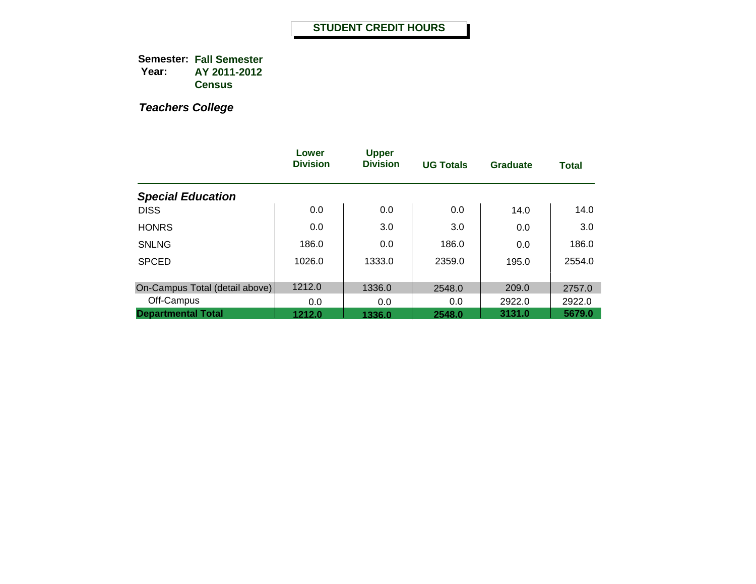# STUDENT CREDIT HOURS

**Semester:** **Fall Semester**
**Year:** **AY 2011-2012**
**Census**

***Teachers College***

| | Lower Division | Upper Division | UG Totals | Graduate | Total |
|---|---|---|---|---|---|
| ***Special Education*** | | | | | |
| DISS | 0.0 | 0.0 | 0.0 | 14.0 | 14.0 |
| HONRS | 0.0 | 3.0 | 3.0 | 0.0 | 3.0 |
| SNLNG | 186.0 | 0.0 | 186.0 | 0.0 | 186.0 |
| SPCED | 1026.0 | 1333.0 | 2359.0 | 195.0 | 2554.0 |
| On-Campus Total (detail above) | 1212.0 | 1336.0 | 2548.0 | 209.0 | 2757.0 |
| Off-Campus | 0.0 | 0.0 | 0.0 | 2922.0 | 2922.0 |
| **Departmental Total** | **1212.0** | **1336.0** | **2548.0** | **3131.0** | **5679.0** |